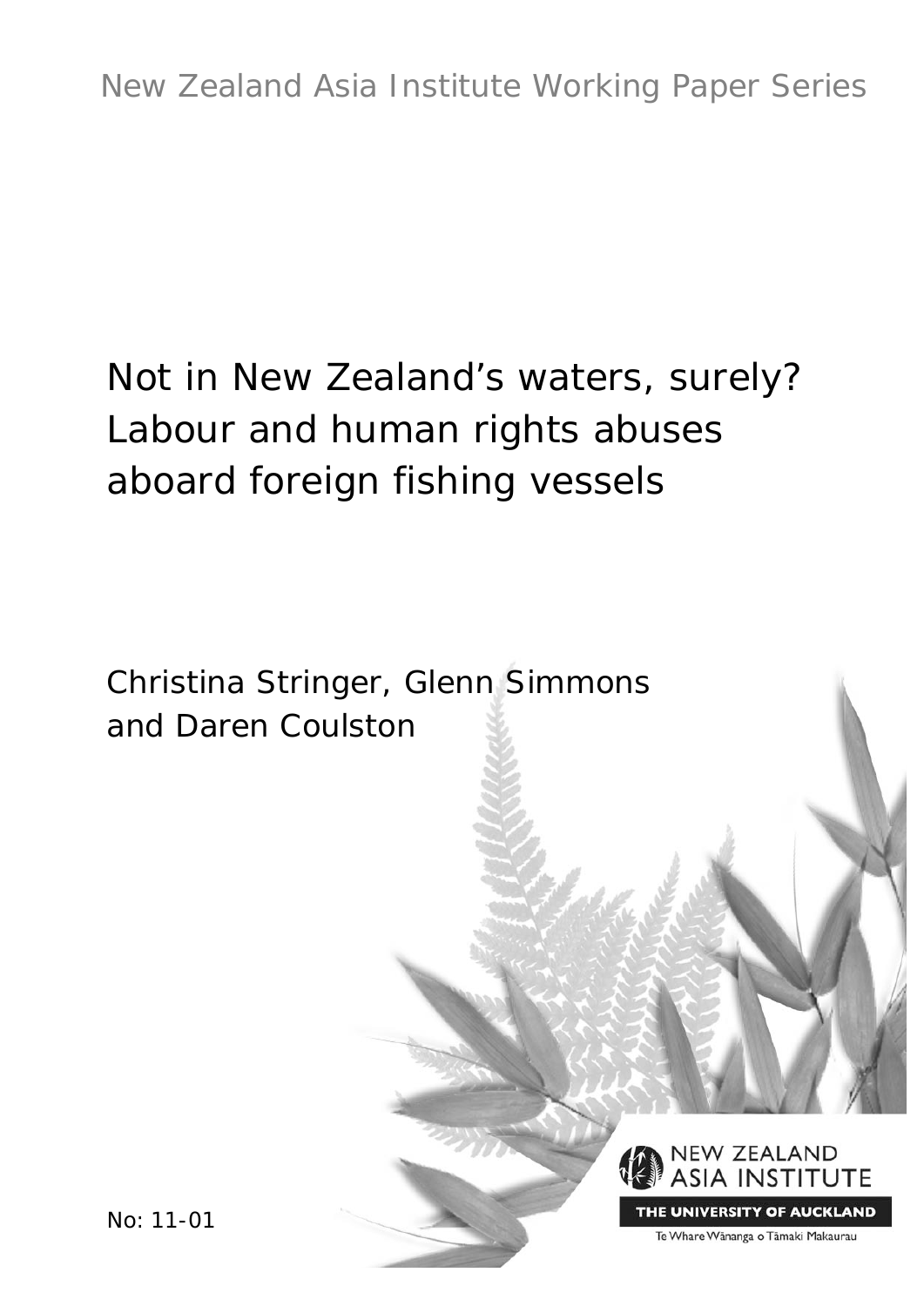New Zealand Asia Institute Working Paper Series

# Not in New Zealand's waters, surely? Labour and human rights abuses aboard foreign fishing vessels

Christina Stringer, Glenn Simmons and Daren Coulston

NEW ZEALAND ASIA INSTITUTE

THE UNIVERSITY OF AUCKLAND

Te Whare Wānanga o Tāmaki Makaurau

No: 11-01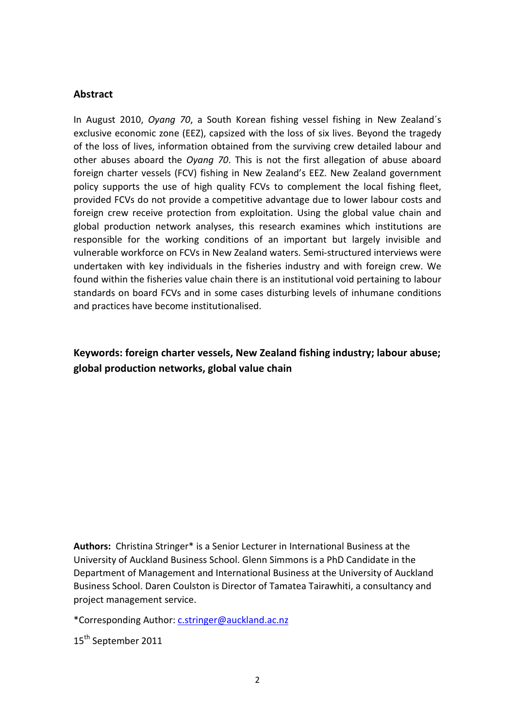## Abstract

In August 2010, *Oyang 70*, a South Korean fishing vessel fishing in New Zealand´s exclusive economic zone (EEZ), capsized with the loss of six lives. Beyond the tragedy of the loss of lives, information obtained from the surviving crew detailed labour and other abuses aboard the *Oyang 70*. This is not the first allegation of abuse aboard foreign charter vessels (FCV) fishing in New Zealand's EEZ. New Zealand government policy supports the use of high quality FCVs to complement the local fishing fleet, provided FCVs do not provide a competitive advantage due to lower labour costs and foreign crew receive protection from exploitation. Using the global value chain and global production network analyses, this research examines which institutions are responsible for the working conditions of an important but largely invisible and vulnerable workforce on FCVs in New Zealand waters. Semi-structured interviews were undertaken with key individuals in the fisheries industry and with foreign crew. We found within the fisheries value chain there is an institutional void pertaining to labour standards on board FCVs and in some cases disturbing levels of inhumane conditions and practices have become institutionalised.

**Keywords: foreign charter vessels, New Zealand fishing industry; labour abuse; global production networks, global value chain**

**Authors:** Christina Stringer* is a Senior Lecturer in International Business at the University of Auckland Business School. Glenn Simmons is a PhD Candidate in the Department of Management and International Business at the University of Auckland Business School. Daren Coulston is Director of Tamatea Tairawhiti, a consultancy and project management service.

*Corresponding Author: c.stringer@auckland.ac.nz

15th September 2011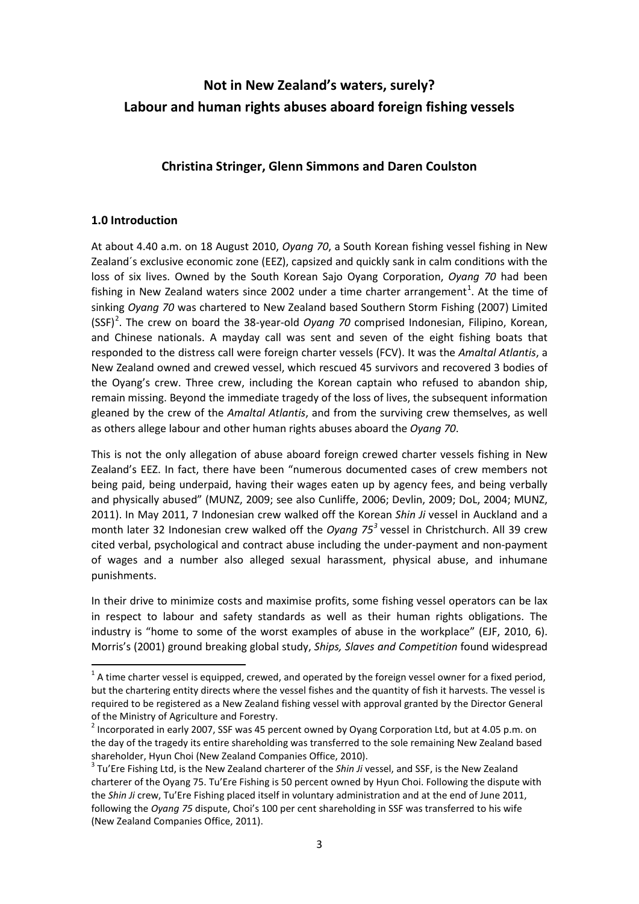# Not in New Zealand's waters, surely?
# Labour and human rights abuses aboard foreign fishing vessels

### Christina Stringer, Glenn Simmons and Daren Coulston

## 1.0 Introduction

At about 4.40 a.m. on 18 August 2010, *Oyang 70*, a South Korean fishing vessel fishing in New Zealand´s exclusive economic zone (EEZ), capsized and quickly sank in calm conditions with the loss of six lives. Owned by the South Korean Sajo Oyang Corporation, *Oyang 70* had been fishing in New Zealand waters since 2002 under a time charter arrangement[1]. At the time of sinking *Oyang 70* was chartered to New Zealand based Southern Storm Fishing (2007) Limited (SSF)[2]. The crew on board the 38-year-old *Oyang 70* comprised Indonesian, Filipino, Korean, and Chinese nationals. A mayday call was sent and seven of the eight fishing boats that responded to the distress call were foreign charter vessels (FCV). It was the *Amaltal Atlantis*, a New Zealand owned and crewed vessel, which rescued 45 survivors and recovered 3 bodies of the Oyang's crew. Three crew, including the Korean captain who refused to abandon ship, remain missing. Beyond the immediate tragedy of the loss of lives, the subsequent information gleaned by the crew of the *Amaltal Atlantis*, and from the surviving crew themselves, as well as others allege labour and other human rights abuses aboard the *Oyang 70*.

This is not the only allegation of abuse aboard foreign crewed charter vessels fishing in New Zealand's EEZ. In fact, there have been "numerous documented cases of crew members not being paid, being underpaid, having their wages eaten up by agency fees, and being verbally and physically abused" (MUNZ, 2009; see also Cunliffe, 2006; Devlin, 2009; DoL, 2004; MUNZ, 2011). In May 2011, 7 Indonesian crew walked off the Korean *Shin Ji* vessel in Auckland and a month later 32 Indonesian crew walked off the *Oyang 75*[3] vessel in Christchurch. All 39 crew cited verbal, psychological and contract abuse including the under-payment and non-payment of wages and a number also alleged sexual harassment, physical abuse, and inhumane punishments.

In their drive to minimize costs and maximise profits, some fishing vessel operators can be lax in respect to labour and safety standards as well as their human rights obligations. The industry is "home to some of the worst examples of abuse in the workplace" (EJF, 2010, 6). Morris's (2001) ground breaking global study, *Ships, Slaves and Competition* found widespread

---

[1] A time charter vessel is equipped, crewed, and operated by the foreign vessel owner for a fixed period, but the chartering entity directs where the vessel fishes and the quantity of fish it harvests. The vessel is required to be registered as a New Zealand fishing vessel with approval granted by the Director General of the Ministry of Agriculture and Forestry.

[2] Incorporated in early 2007, SSF was 45 percent owned by Oyang Corporation Ltd, but at 4.05 p.m. on the day of the tragedy its entire shareholding was transferred to the sole remaining New Zealand based shareholder, Hyun Choi (New Zealand Companies Office, 2010).

[3] Tu'Ere Fishing Ltd, is the New Zealand charterer of the *Shin Ji* vessel, and SSF, is the New Zealand charterer of the Oyang 75. Tu'Ere Fishing is 50 percent owned by Hyun Choi. Following the dispute with the *Shin Ji* crew, Tu'Ere Fishing placed itself in voluntary administration and at the end of June 2011, following the *Oyang 75* dispute, Choi's 100 per cent shareholding in SSF was transferred to his wife (New Zealand Companies Office, 2011).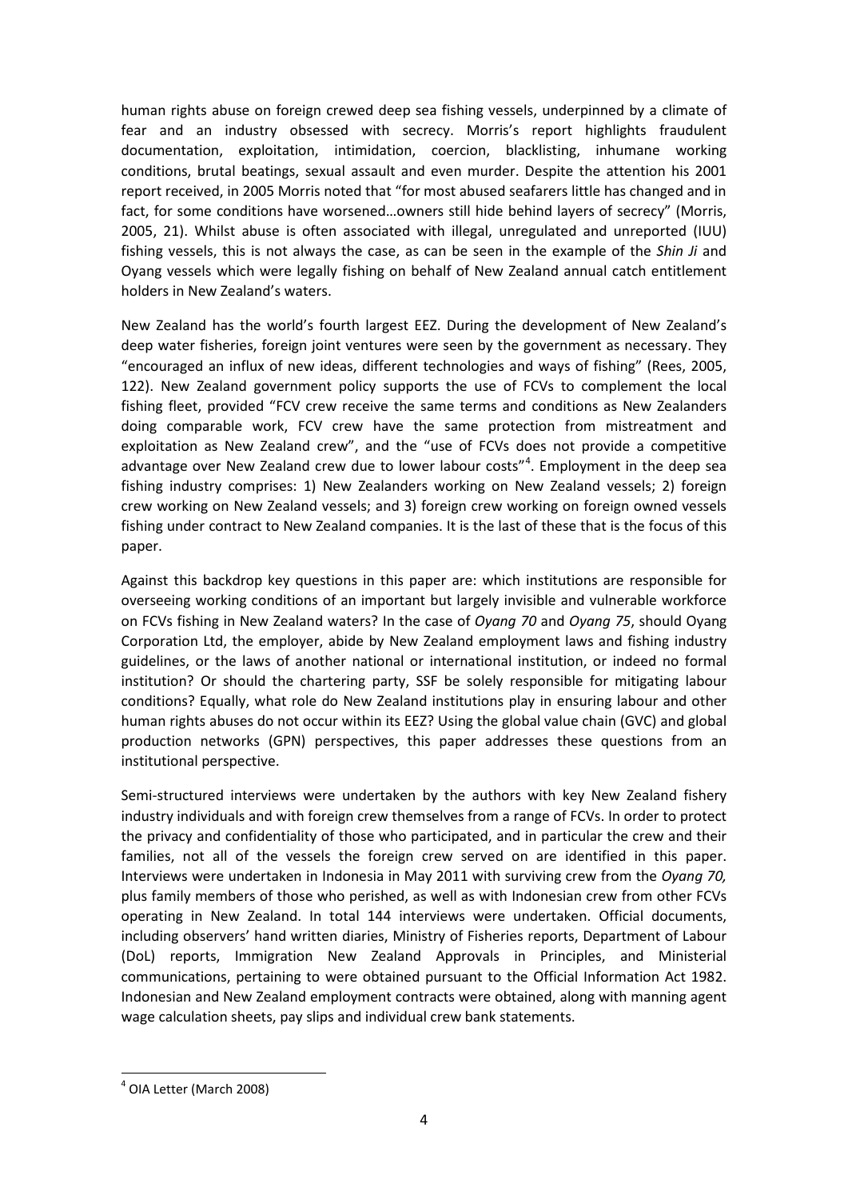human rights abuse on foreign crewed deep sea fishing vessels, underpinned by a climate of fear and an industry obsessed with secrecy. Morris's report highlights fraudulent documentation, exploitation, intimidation, coercion, blacklisting, inhumane working conditions, brutal beatings, sexual assault and even murder. Despite the attention his 2001 report received, in 2005 Morris noted that "for most abused seafarers little has changed and in fact, for some conditions have worsened…owners still hide behind layers of secrecy" (Morris, 2005, 21). Whilst abuse is often associated with illegal, unregulated and unreported (IUU) fishing vessels, this is not always the case, as can be seen in the example of the *Shin Ji* and Oyang vessels which were legally fishing on behalf of New Zealand annual catch entitlement holders in New Zealand's waters.

New Zealand has the world's fourth largest EEZ. During the development of New Zealand's deep water fisheries, foreign joint ventures were seen by the government as necessary. They "encouraged an influx of new ideas, different technologies and ways of fishing" (Rees, 2005, 122). New Zealand government policy supports the use of FCVs to complement the local fishing fleet, provided "FCV crew receive the same terms and conditions as New Zealanders doing comparable work, FCV crew have the same protection from mistreatment and exploitation as New Zealand crew", and the "use of FCVs does not provide a competitive advantage over New Zealand crew due to lower labour costs"[4]. Employment in the deep sea fishing industry comprises: 1) New Zealanders working on New Zealand vessels; 2) foreign crew working on New Zealand vessels; and 3) foreign crew working on foreign owned vessels fishing under contract to New Zealand companies. It is the last of these that is the focus of this paper.

Against this backdrop key questions in this paper are: which institutions are responsible for overseeing working conditions of an important but largely invisible and vulnerable workforce on FCVs fishing in New Zealand waters? In the case of *Oyang 70* and *Oyang 75*, should Oyang Corporation Ltd, the employer, abide by New Zealand employment laws and fishing industry guidelines, or the laws of another national or international institution, or indeed no formal institution? Or should the chartering party, SSF be solely responsible for mitigating labour conditions? Equally, what role do New Zealand institutions play in ensuring labour and other human rights abuses do not occur within its EEZ? Using the global value chain (GVC) and global production networks (GPN) perspectives, this paper addresses these questions from an institutional perspective.

Semi-structured interviews were undertaken by the authors with key New Zealand fishery industry individuals and with foreign crew themselves from a range of FCVs. In order to protect the privacy and confidentiality of those who participated, and in particular the crew and their families, not all of the vessels the foreign crew served on are identified in this paper. Interviews were undertaken in Indonesia in May 2011 with surviving crew from the *Oyang 70,* plus family members of those who perished, as well as with Indonesian crew from other FCVs operating in New Zealand. In total 144 interviews were undertaken. Official documents, including observers' hand written diaries, Ministry of Fisheries reports, Department of Labour (DoL) reports, Immigration New Zealand Approvals in Principles, and Ministerial communications, pertaining to were obtained pursuant to the Official Information Act 1982. Indonesian and New Zealand employment contracts were obtained, along with manning agent wage calculation sheets, pay slips and individual crew bank statements.

---

[4] OIA Letter (March 2008)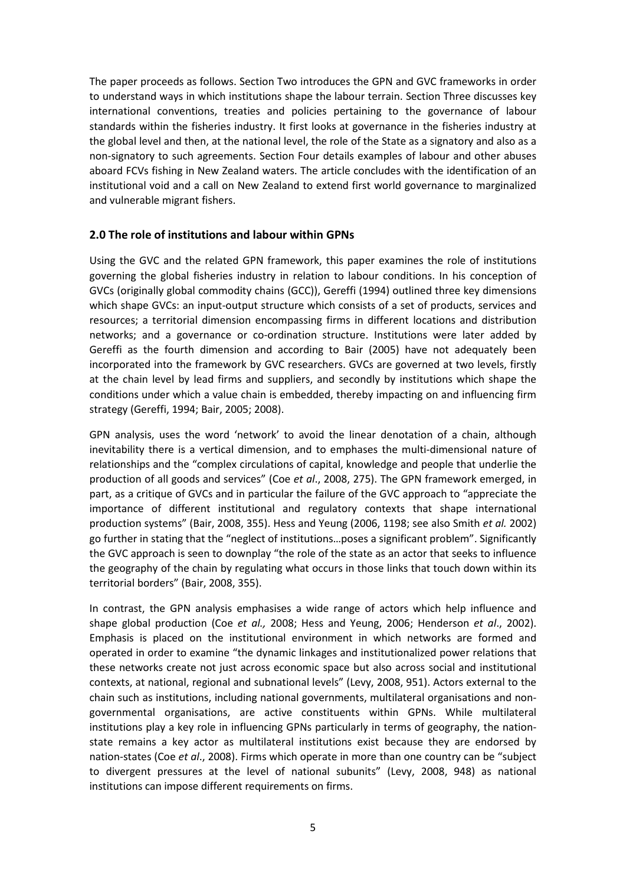The paper proceeds as follows. Section Two introduces the GPN and GVC frameworks in order to understand ways in which institutions shape the labour terrain. Section Three discusses key international conventions, treaties and policies pertaining to the governance of labour standards within the fisheries industry. It first looks at governance in the fisheries industry at the global level and then, at the national level, the role of the State as a signatory and also as a non-signatory to such agreements. Section Four details examples of labour and other abuses aboard FCVs fishing in New Zealand waters. The article concludes with the identification of an institutional void and a call on New Zealand to extend first world governance to marginalized and vulnerable migrant fishers.

## 2.0 The role of institutions and labour within GPNs

Using the GVC and the related GPN framework, this paper examines the role of institutions governing the global fisheries industry in relation to labour conditions. In his conception of GVCs (originally global commodity chains (GCC)), Gereffi (1994) outlined three key dimensions which shape GVCs: an input-output structure which consists of a set of products, services and resources; a territorial dimension encompassing firms in different locations and distribution networks; and a governance or co-ordination structure. Institutions were later added by Gereffi as the fourth dimension and according to Bair (2005) have not adequately been incorporated into the framework by GVC researchers. GVCs are governed at two levels, firstly at the chain level by lead firms and suppliers, and secondly by institutions which shape the conditions under which a value chain is embedded, thereby impacting on and influencing firm strategy (Gereffi, 1994; Bair, 2005; 2008).

GPN analysis, uses the word 'network' to avoid the linear denotation of a chain, although inevitability there is a vertical dimension, and to emphases the multi-dimensional nature of relationships and the "complex circulations of capital, knowledge and people that underlie the production of all goods and services" (Coe *et al*., 2008, 275). The GPN framework emerged, in part, as a critique of GVCs and in particular the failure of the GVC approach to "appreciate the importance of different institutional and regulatory contexts that shape international production systems" (Bair, 2008, 355). Hess and Yeung (2006, 1198; see also Smith *et al.* 2002) go further in stating that the "neglect of institutions…poses a significant problem". Significantly the GVC approach is seen to downplay "the role of the state as an actor that seeks to influence the geography of the chain by regulating what occurs in those links that touch down within its territorial borders" (Bair, 2008, 355).

In contrast, the GPN analysis emphasises a wide range of actors which help influence and shape global production (Coe *et al.,* 2008; Hess and Yeung, 2006; Henderson *et al*., 2002). Emphasis is placed on the institutional environment in which networks are formed and operated in order to examine "the dynamic linkages and institutionalized power relations that these networks create not just across economic space but also across social and institutional contexts, at national, regional and subnational levels" (Levy, 2008, 951). Actors external to the chain such as institutions, including national governments, multilateral organisations and non-governmental organisations, are active constituents within GPNs. While multilateral institutions play a key role in influencing GPNs particularly in terms of geography, the nation-state remains a key actor as multilateral institutions exist because they are endorsed by nation-states (Coe *et al*., 2008). Firms which operate in more than one country can be "subject to divergent pressures at the level of national subunits" (Levy, 2008, 948) as national institutions can impose different requirements on firms.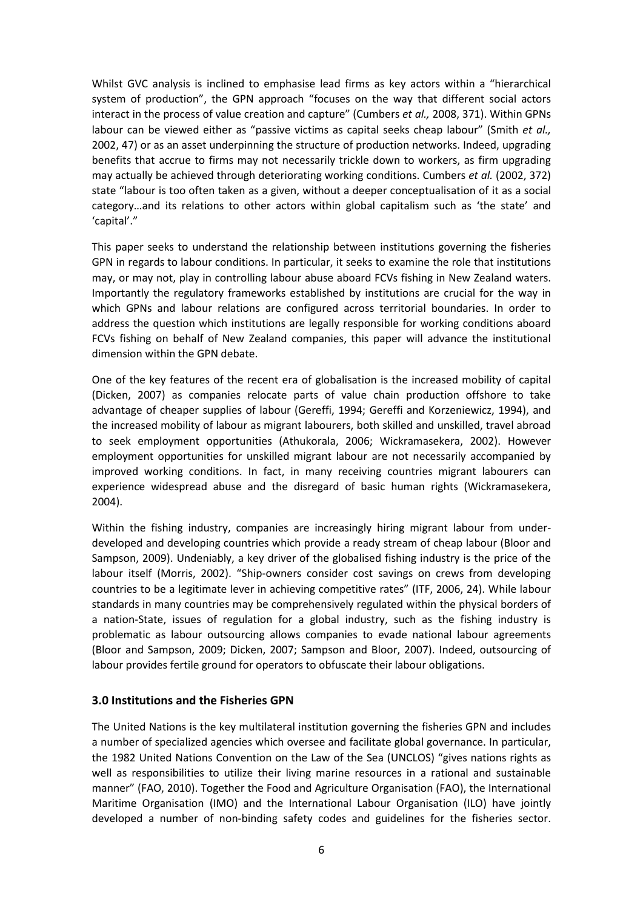Whilst GVC analysis is inclined to emphasise lead firms as key actors within a "hierarchical system of production", the GPN approach "focuses on the way that different social actors interact in the process of value creation and capture" (Cumbers *et al.,* 2008, 371). Within GPNs labour can be viewed either as "passive victims as capital seeks cheap labour" (Smith *et al.,* 2002, 47) or as an asset underpinning the structure of production networks. Indeed, upgrading benefits that accrue to firms may not necessarily trickle down to workers, as firm upgrading may actually be achieved through deteriorating working conditions. Cumbers *et al.* (2002, 372) state "labour is too often taken as a given, without a deeper conceptualisation of it as a social category…and its relations to other actors within global capitalism such as 'the state' and 'capital'."

This paper seeks to understand the relationship between institutions governing the fisheries GPN in regards to labour conditions. In particular, it seeks to examine the role that institutions may, or may not, play in controlling labour abuse aboard FCVs fishing in New Zealand waters. Importantly the regulatory frameworks established by institutions are crucial for the way in which GPNs and labour relations are configured across territorial boundaries. In order to address the question which institutions are legally responsible for working conditions aboard FCVs fishing on behalf of New Zealand companies, this paper will advance the institutional dimension within the GPN debate.

One of the key features of the recent era of globalisation is the increased mobility of capital (Dicken, 2007) as companies relocate parts of value chain production offshore to take advantage of cheaper supplies of labour (Gereffi, 1994; Gereffi and Korzeniewicz, 1994), and the increased mobility of labour as migrant labourers, both skilled and unskilled, travel abroad to seek employment opportunities (Athukorala, 2006; Wickramasekera, 2002). However employment opportunities for unskilled migrant labour are not necessarily accompanied by improved working conditions. In fact, in many receiving countries migrant labourers can experience widespread abuse and the disregard of basic human rights (Wickramasekera, 2004).

Within the fishing industry, companies are increasingly hiring migrant labour from under-developed and developing countries which provide a ready stream of cheap labour (Bloor and Sampson, 2009). Undeniably, a key driver of the globalised fishing industry is the price of the labour itself (Morris, 2002). "Ship-owners consider cost savings on crews from developing countries to be a legitimate lever in achieving competitive rates" (ITF, 2006, 24). While labour standards in many countries may be comprehensively regulated within the physical borders of a nation-State, issues of regulation for a global industry, such as the fishing industry is problematic as labour outsourcing allows companies to evade national labour agreements (Bloor and Sampson, 2009; Dicken, 2007; Sampson and Bloor, 2007). Indeed, outsourcing of labour provides fertile ground for operators to obfuscate their labour obligations.

## 3.0 Institutions and the Fisheries GPN

The United Nations is the key multilateral institution governing the fisheries GPN and includes a number of specialized agencies which oversee and facilitate global governance. In particular, the 1982 United Nations Convention on the Law of the Sea (UNCLOS) "gives nations rights as well as responsibilities to utilize their living marine resources in a rational and sustainable manner" (FAO, 2010). Together the Food and Agriculture Organisation (FAO), the International Maritime Organisation (IMO) and the International Labour Organisation (ILO) have jointly developed a number of non-binding safety codes and guidelines for the fisheries sector.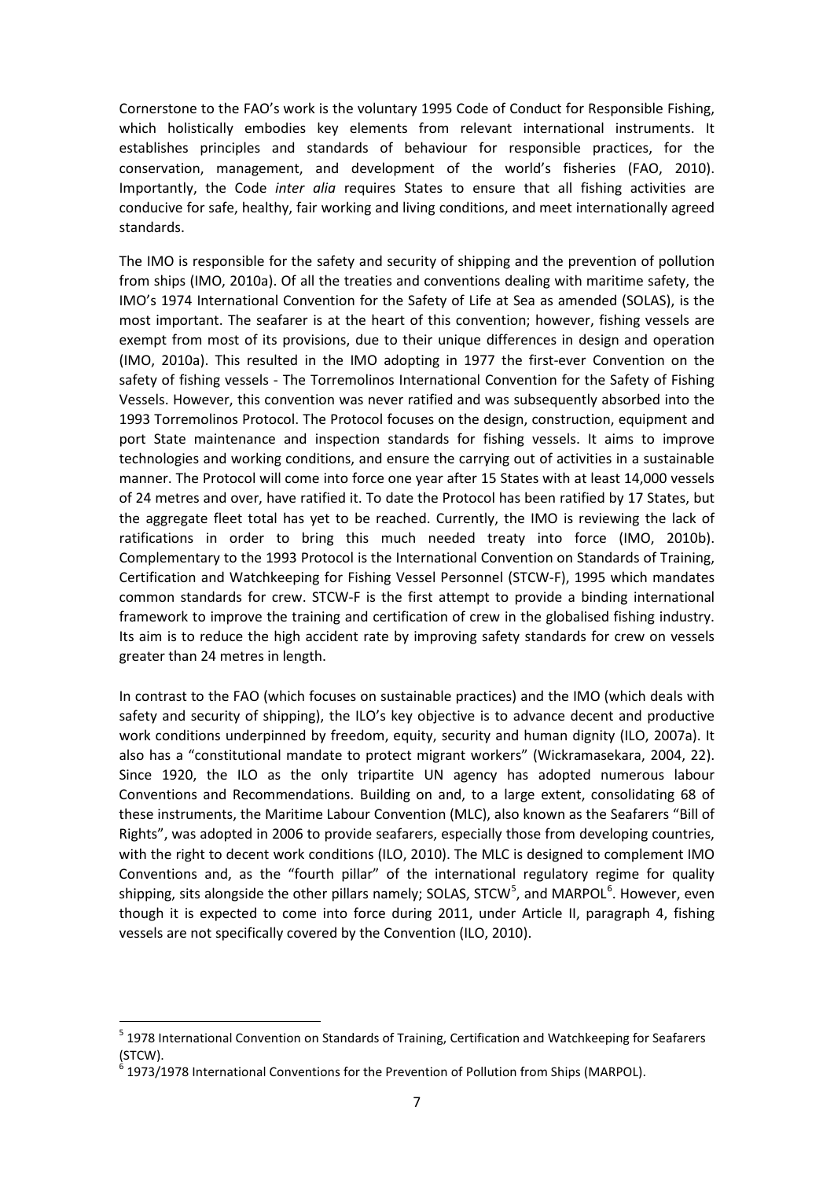Cornerstone to the FAO's work is the voluntary 1995 Code of Conduct for Responsible Fishing, which holistically embodies key elements from relevant international instruments. It establishes principles and standards of behaviour for responsible practices, for the conservation, management, and development of the world's fisheries (FAO, 2010). Importantly, the Code *inter alia* requires States to ensure that all fishing activities are conducive for safe, healthy, fair working and living conditions, and meet internationally agreed standards.

The IMO is responsible for the safety and security of shipping and the prevention of pollution from ships (IMO, 2010a). Of all the treaties and conventions dealing with maritime safety, the IMO's 1974 International Convention for the Safety of Life at Sea as amended (SOLAS), is the most important. The seafarer is at the heart of this convention; however, fishing vessels are exempt from most of its provisions, due to their unique differences in design and operation (IMO, 2010a). This resulted in the IMO adopting in 1977 the first-ever Convention on the safety of fishing vessels - The Torremolinos International Convention for the Safety of Fishing Vessels. However, this convention was never ratified and was subsequently absorbed into the 1993 Torremolinos Protocol. The Protocol focuses on the design, construction, equipment and port State maintenance and inspection standards for fishing vessels. It aims to improve technologies and working conditions, and ensure the carrying out of activities in a sustainable manner. The Protocol will come into force one year after 15 States with at least 14,000 vessels of 24 metres and over, have ratified it. To date the Protocol has been ratified by 17 States, but the aggregate fleet total has yet to be reached. Currently, the IMO is reviewing the lack of ratifications in order to bring this much needed treaty into force (IMO, 2010b). Complementary to the 1993 Protocol is the International Convention on Standards of Training, Certification and Watchkeeping for Fishing Vessel Personnel (STCW-F), 1995 which mandates common standards for crew. STCW-F is the first attempt to provide a binding international framework to improve the training and certification of crew in the globalised fishing industry. Its aim is to reduce the high accident rate by improving safety standards for crew on vessels greater than 24 metres in length.

In contrast to the FAO (which focuses on sustainable practices) and the IMO (which deals with safety and security of shipping), the ILO's key objective is to advance decent and productive work conditions underpinned by freedom, equity, security and human dignity (ILO, 2007a). It also has a "constitutional mandate to protect migrant workers" (Wickramasekara, 2004, 22). Since 1920, the ILO as the only tripartite UN agency has adopted numerous labour Conventions and Recommendations. Building on and, to a large extent, consolidating 68 of these instruments, the Maritime Labour Convention (MLC), also known as the Seafarers "Bill of Rights", was adopted in 2006 to provide seafarers, especially those from developing countries, with the right to decent work conditions (ILO, 2010). The MLC is designed to complement IMO Conventions and, as the "fourth pillar" of the international regulatory regime for quality shipping, sits alongside the other pillars namely; SOLAS, STCW[5], and MARPOL[6]. However, even though it is expected to come into force during 2011, under Article II, paragraph 4, fishing vessels are not specifically covered by the Convention (ILO, 2010).

[5] 1978 International Convention on Standards of Training, Certification and Watchkeeping for Seafarers (STCW).

[6] 1973/1978 International Conventions for the Prevention of Pollution from Ships (MARPOL).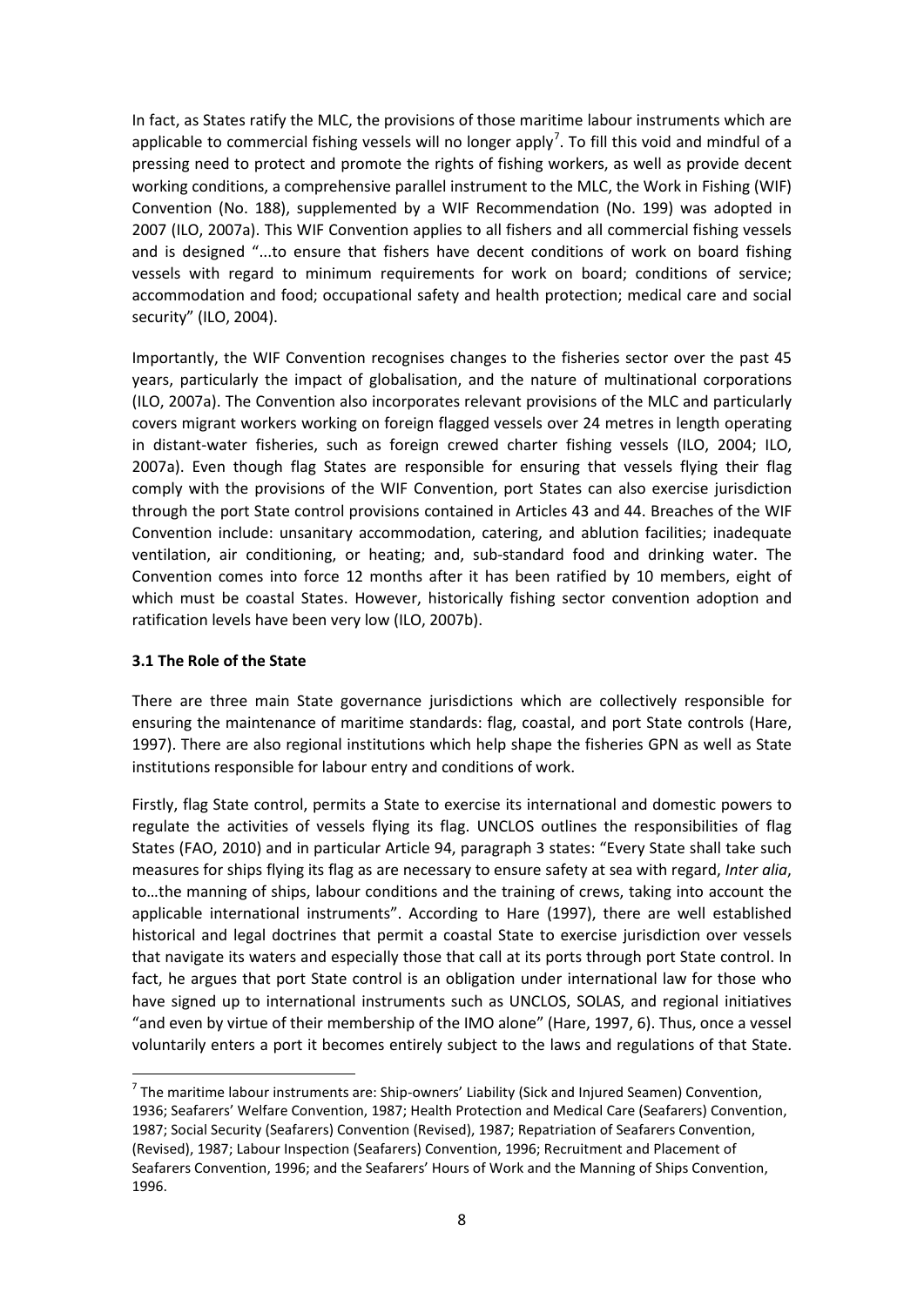In fact, as States ratify the MLC, the provisions of those maritime labour instruments which are applicable to commercial fishing vessels will no longer apply[7]. To fill this void and mindful of a pressing need to protect and promote the rights of fishing workers, as well as provide decent working conditions, a comprehensive parallel instrument to the MLC, the Work in Fishing (WIF) Convention (No. 188), supplemented by a WIF Recommendation (No. 199) was adopted in 2007 (ILO, 2007a). This WIF Convention applies to all fishers and all commercial fishing vessels and is designed "...to ensure that fishers have decent conditions of work on board fishing vessels with regard to minimum requirements for work on board; conditions of service; accommodation and food; occupational safety and health protection; medical care and social security" (ILO, 2004).

Importantly, the WIF Convention recognises changes to the fisheries sector over the past 45 years, particularly the impact of globalisation, and the nature of multinational corporations (ILO, 2007a). The Convention also incorporates relevant provisions of the MLC and particularly covers migrant workers working on foreign flagged vessels over 24 metres in length operating in distant-water fisheries, such as foreign crewed charter fishing vessels (ILO, 2004; ILO, 2007a). Even though flag States are responsible for ensuring that vessels flying their flag comply with the provisions of the WIF Convention, port States can also exercise jurisdiction through the port State control provisions contained in Articles 43 and 44. Breaches of the WIF Convention include: unsanitary accommodation, catering, and ablution facilities; inadequate ventilation, air conditioning, or heating; and, sub-standard food and drinking water. The Convention comes into force 12 months after it has been ratified by 10 members, eight of which must be coastal States. However, historically fishing sector convention adoption and ratification levels have been very low (ILO, 2007b).

### 3.1 The Role of the State

There are three main State governance jurisdictions which are collectively responsible for ensuring the maintenance of maritime standards: flag, coastal, and port State controls (Hare, 1997). There are also regional institutions which help shape the fisheries GPN as well as State institutions responsible for labour entry and conditions of work.

Firstly, flag State control, permits a State to exercise its international and domestic powers to regulate the activities of vessels flying its flag. UNCLOS outlines the responsibilities of flag States (FAO, 2010) and in particular Article 94, paragraph 3 states: "Every State shall take such measures for ships flying its flag as are necessary to ensure safety at sea with regard, *Inter alia*, to…the manning of ships, labour conditions and the training of crews, taking into account the applicable international instruments". According to Hare (1997), there are well established historical and legal doctrines that permit a coastal State to exercise jurisdiction over vessels that navigate its waters and especially those that call at its ports through port State control. In fact, he argues that port State control is an obligation under international law for those who have signed up to international instruments such as UNCLOS, SOLAS, and regional initiatives "and even by virtue of their membership of the IMO alone" (Hare, 1997, 6). Thus, once a vessel voluntarily enters a port it becomes entirely subject to the laws and regulations of that State.

[7] The maritime labour instruments are: Ship-owners' Liability (Sick and Injured Seamen) Convention, 1936; Seafarers' Welfare Convention, 1987; Health Protection and Medical Care (Seafarers) Convention, 1987; Social Security (Seafarers) Convention (Revised), 1987; Repatriation of Seafarers Convention, (Revised), 1987; Labour Inspection (Seafarers) Convention, 1996; Recruitment and Placement of Seafarers Convention, 1996; and the Seafarers' Hours of Work and the Manning of Ships Convention, 1996.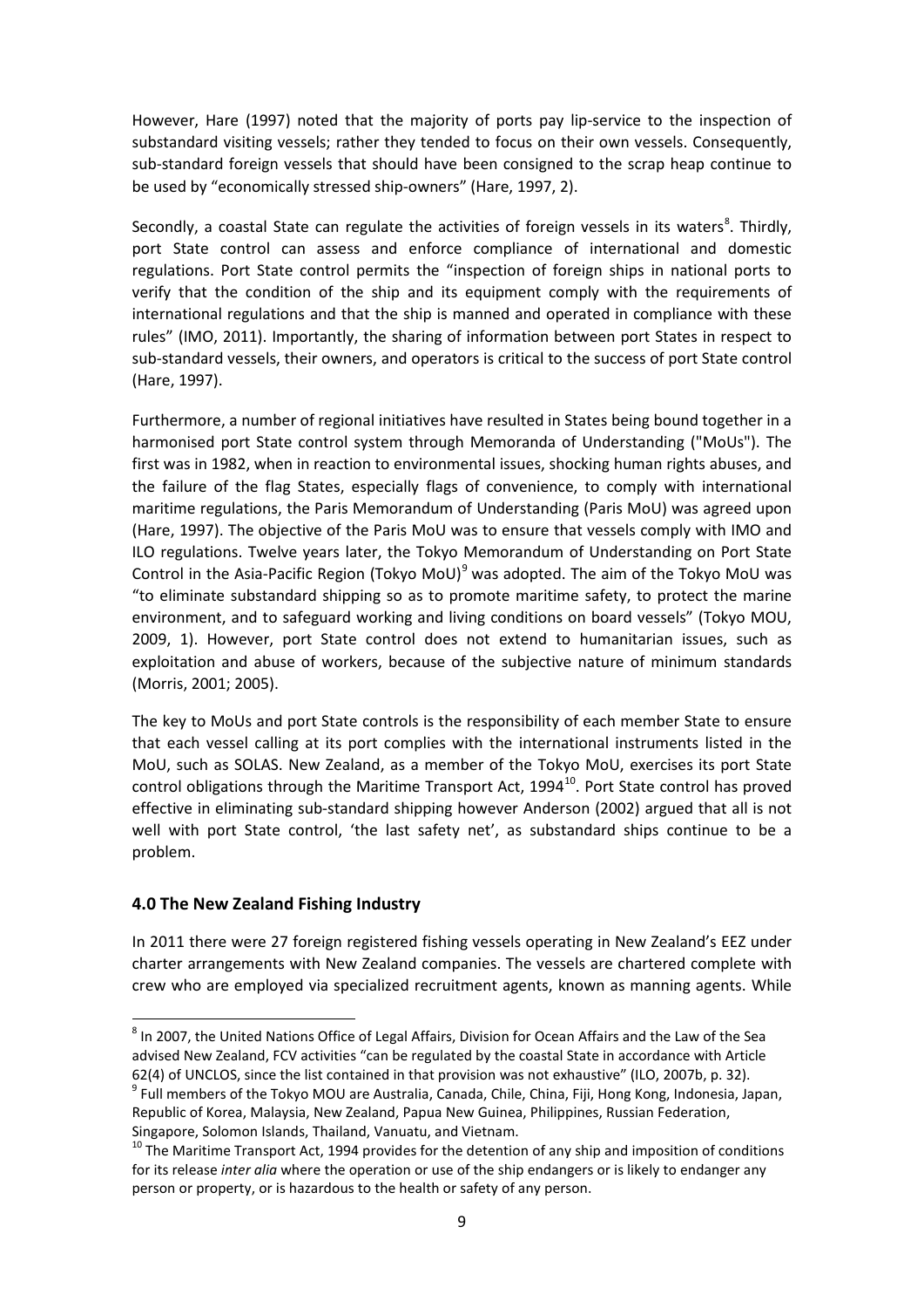However, Hare (1997) noted that the majority of ports pay lip-service to the inspection of substandard visiting vessels; rather they tended to focus on their own vessels. Consequently, sub-standard foreign vessels that should have been consigned to the scrap heap continue to be used by "economically stressed ship-owners" (Hare, 1997, 2).

Secondly, a coastal State can regulate the activities of foreign vessels in its waters[8]. Thirdly, port State control can assess and enforce compliance of international and domestic regulations. Port State control permits the "inspection of foreign ships in national ports to verify that the condition of the ship and its equipment comply with the requirements of international regulations and that the ship is manned and operated in compliance with these rules" (IMO, 2011). Importantly, the sharing of information between port States in respect to sub-standard vessels, their owners, and operators is critical to the success of port State control (Hare, 1997).

Furthermore, a number of regional initiatives have resulted in States being bound together in a harmonised port State control system through Memoranda of Understanding ("MoUs"). The first was in 1982, when in reaction to environmental issues, shocking human rights abuses, and the failure of the flag States, especially flags of convenience, to comply with international maritime regulations, the Paris Memorandum of Understanding (Paris MoU) was agreed upon (Hare, 1997). The objective of the Paris MoU was to ensure that vessels comply with IMO and ILO regulations. Twelve years later, the Tokyo Memorandum of Understanding on Port State Control in the Asia-Pacific Region (Tokyo MoU)[9] was adopted. The aim of the Tokyo MoU was "to eliminate substandard shipping so as to promote maritime safety, to protect the marine environment, and to safeguard working and living conditions on board vessels" (Tokyo MOU, 2009, 1). However, port State control does not extend to humanitarian issues, such as exploitation and abuse of workers, because of the subjective nature of minimum standards (Morris, 2001; 2005).

The key to MoUs and port State controls is the responsibility of each member State to ensure that each vessel calling at its port complies with the international instruments listed in the MoU, such as SOLAS. New Zealand, as a member of the Tokyo MoU, exercises its port State control obligations through the Maritime Transport Act, 1994[10]. Port State control has proved effective in eliminating sub-standard shipping however Anderson (2002) argued that all is not well with port State control, 'the last safety net', as substandard ships continue to be a problem.

## 4.0 The New Zealand Fishing Industry

In 2011 there were 27 foreign registered fishing vessels operating in New Zealand's EEZ under charter arrangements with New Zealand companies. The vessels are chartered complete with crew who are employed via specialized recruitment agents, known as manning agents. While

---

[8] In 2007, the United Nations Office of Legal Affairs, Division for Ocean Affairs and the Law of the Sea advised New Zealand, FCV activities "can be regulated by the coastal State in accordance with Article 62(4) of UNCLOS, since the list contained in that provision was not exhaustive" (ILO, 2007b, p. 32).

[9] Full members of the Tokyo MOU are Australia, Canada, Chile, China, Fiji, Hong Kong, Indonesia, Japan, Republic of Korea, Malaysia, New Zealand, Papua New Guinea, Philippines, Russian Federation, Singapore, Solomon Islands, Thailand, Vanuatu, and Vietnam.

[10] The Maritime Transport Act, 1994 provides for the detention of any ship and imposition of conditions for its release *inter alia* where the operation or use of the ship endangers or is likely to endanger any person or property, or is hazardous to the health or safety of any person.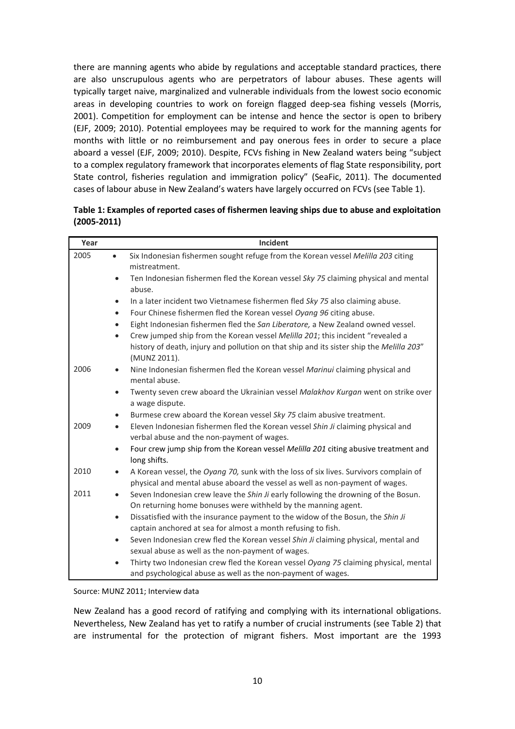there are manning agents who abide by regulations and acceptable standard practices, there are also unscrupulous agents who are perpetrators of labour abuses. These agents will typically target naive, marginalized and vulnerable individuals from the lowest socio economic areas in developing countries to work on foreign flagged deep-sea fishing vessels (Morris, 2001). Competition for employment can be intense and hence the sector is open to bribery (EJF, 2009; 2010). Potential employees may be required to work for the manning agents for months with little or no reimbursement and pay onerous fees in order to secure a place aboard a vessel (EJF, 2009; 2010). Despite, FCVs fishing in New Zealand waters being "subject to a complex regulatory framework that incorporates elements of flag State responsibility, port State control, fisheries regulation and immigration policy" (SeaFic, 2011). The documented cases of labour abuse in New Zealand's waters have largely occurred on FCVs (see Table 1).

**Table 1: Examples of reported cases of fishermen leaving ships due to abuse and exploitation (2005-2011)**

| Year | Incident |
|---|---|
| 2005 | • Six Indonesian fishermen sought refuge from the Korean vessel *Melilla 203* citing mistreatment.<br>• Ten Indonesian fishermen fled the Korean vessel *Sky 75* claiming physical and mental abuse.<br>• In a later incident two Vietnamese fishermen fled *Sky 75* also claiming abuse.<br>• Four Chinese fishermen fled the Korean vessel *Oyang 96* citing abuse.<br>• Eight Indonesian fishermen fled the *San Liberatore,* a New Zealand owned vessel.<br>• Crew jumped ship from the Korean vessel *Melilla 201*; this incident "revealed a history of death, injury and pollution on that ship and its sister ship the *Melilla 203*" (MUNZ 2011). |
| 2006 | • Nine Indonesian fishermen fled the Korean vessel *Marinui* claiming physical and mental abuse.<br>• Twenty seven crew aboard the Ukrainian vessel *Malakhov Kurgan* went on strike over a wage dispute.<br>• Burmese crew aboard the Korean vessel *Sky 75* claim abusive treatment. |
| 2009 | • Eleven Indonesian fishermen fled the Korean vessel *Shin Ji* claiming physical and verbal abuse and the non-payment of wages.<br>• Four crew jump ship from the Korean vessel *Melilla 201* citing abusive treatment and long shifts. |
| 2010 | • A Korean vessel, the *Oyang 70,* sunk with the loss of six lives. Survivors complain of physical and mental abuse aboard the vessel as well as non-payment of wages. |
| 2011 | • Seven Indonesian crew leave the *Shin Ji* early following the drowning of the Bosun. On returning home bonuses were withheld by the manning agent.<br>• Dissatisfied with the insurance payment to the widow of the Bosun, the *Shin Ji* captain anchored at sea for almost a month refusing to fish.<br>• Seven Indonesian crew fled the Korean vessel *Shin Ji* claiming physical, mental and sexual abuse as well as the non-payment of wages.<br>• Thirty two Indonesian crew fled the Korean vessel *Oyang 75* claiming physical, mental and psychological abuse as well as the non-payment of wages. |

Source: MUNZ 2011; Interview data

New Zealand has a good record of ratifying and complying with its international obligations. Nevertheless, New Zealand has yet to ratify a number of crucial instruments (see Table 2) that are instrumental for the protection of migrant fishers. Most important are the 1993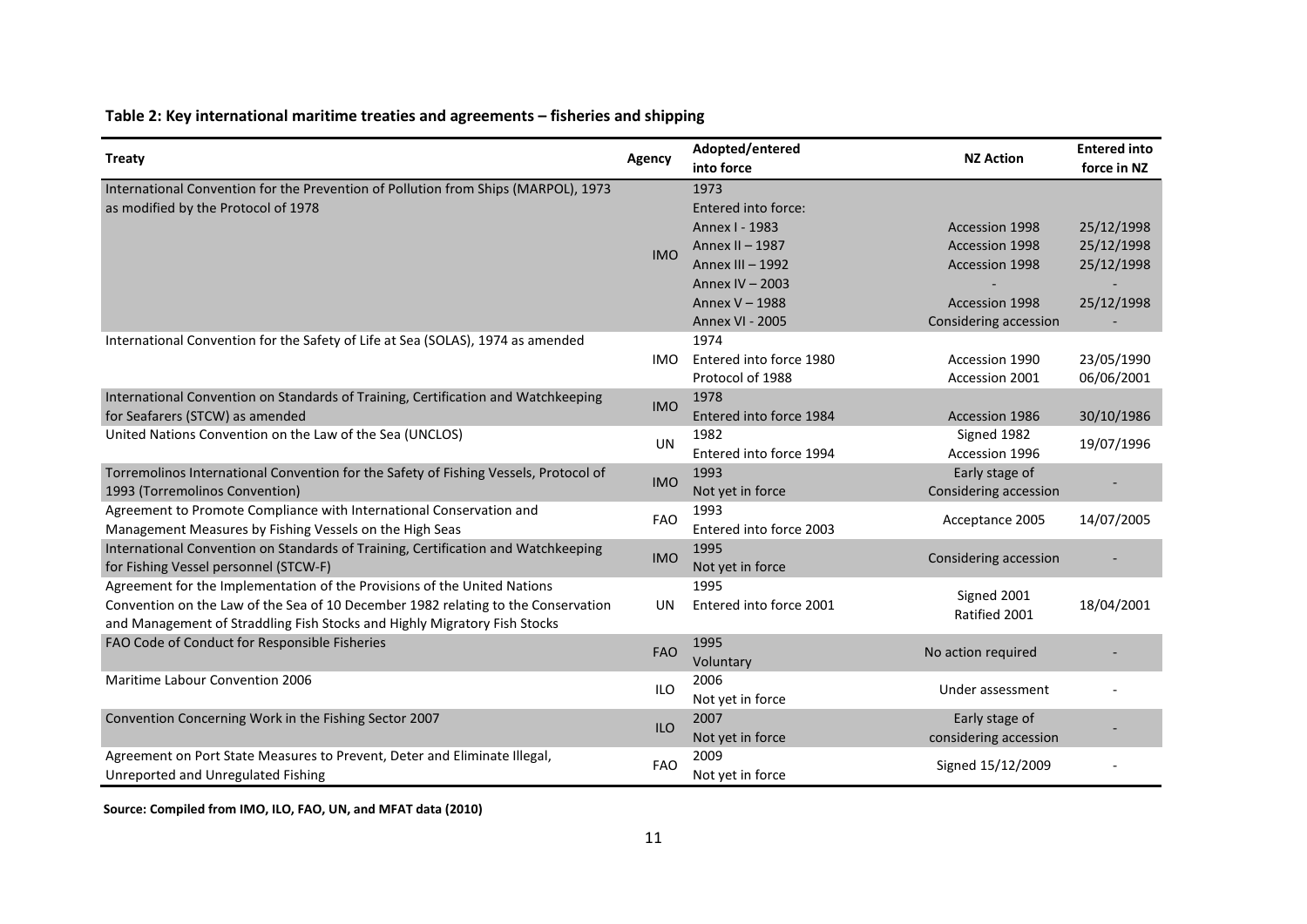**Table 2: Key international maritime treaties and agreements – fisheries and shipping**

| Treaty | Agency | Adopted/entered into force | NZ Action | Entered into force in NZ |
|---|---|---|---|---|
| International Convention for the Prevention of Pollution from Ships (MARPOL), 1973 as modified by the Protocol of 1978 | IMO | 1973<br>Entered into force:<br>Annex I - 1983<br>Annex II – 1987<br>Annex III – 1992<br>Annex IV – 2003<br>Annex V – 1988<br>Annex VI - 2005 | <br><br>Accession 1998<br>Accession 1998<br>Accession 1998<br>-<br>Accession 1998<br>Considering accession | <br><br>25/12/1998<br>25/12/1998<br>25/12/1998<br>-<br>25/12/1998<br>- |
| International Convention for the Safety of Life at Sea (SOLAS), 1974 as amended | IMO | 1974<br>Entered into force 1980<br>Protocol of 1988 | <br>Accession 1990<br>Accession 2001 | <br>23/05/1990<br>06/06/2001 |
| International Convention on Standards of Training, Certification and Watchkeeping for Seafarers (STCW) as amended | IMO | 1978<br>Entered into force 1984 | Accession 1986 | 30/10/1986 |
| United Nations Convention on the Law of the Sea (UNCLOS) | UN | 1982<br>Entered into force 1994 | Signed 1982<br>Accession 1996 | 19/07/1996 |
| Torremolinos International Convention for the Safety of Fishing Vessels, Protocol of 1993 (Torremolinos Convention) | IMO | 1993<br>Not yet in force | Early stage of Considering accession | - |
| Agreement to Promote Compliance with International Conservation and Management Measures by Fishing Vessels on the High Seas | FAO | 1993<br>Entered into force 2003 | Acceptance 2005 | 14/07/2005 |
| International Convention on Standards of Training, Certification and Watchkeeping for Fishing Vessel personnel (STCW-F) | IMO | 1995<br>Not yet in force | Considering accession | - |
| Agreement for the Implementation of the Provisions of the United Nations Convention on the Law of the Sea of 10 December 1982 relating to the Conservation and Management of Straddling Fish Stocks and Highly Migratory Fish Stocks | UN | 1995<br>Entered into force 2001 | Signed 2001<br>Ratified 2001 | 18/04/2001 |
| FAO Code of Conduct for Responsible Fisheries | FAO | 1995<br>Voluntary | No action required | - |
| Maritime Labour Convention 2006 | ILO | 2006<br>Not yet in force | Under assessment | - |
| Convention Concerning Work in the Fishing Sector 2007 | ILO | 2007<br>Not yet in force | Early stage of considering accession | - |
| Agreement on Port State Measures to Prevent, Deter and Eliminate Illegal, Unreported and Unregulated Fishing | FAO | 2009<br>Not yet in force | Signed 15/12/2009 | - |

**Source: Compiled from IMO, ILO, FAO, UN, and MFAT data (2010)**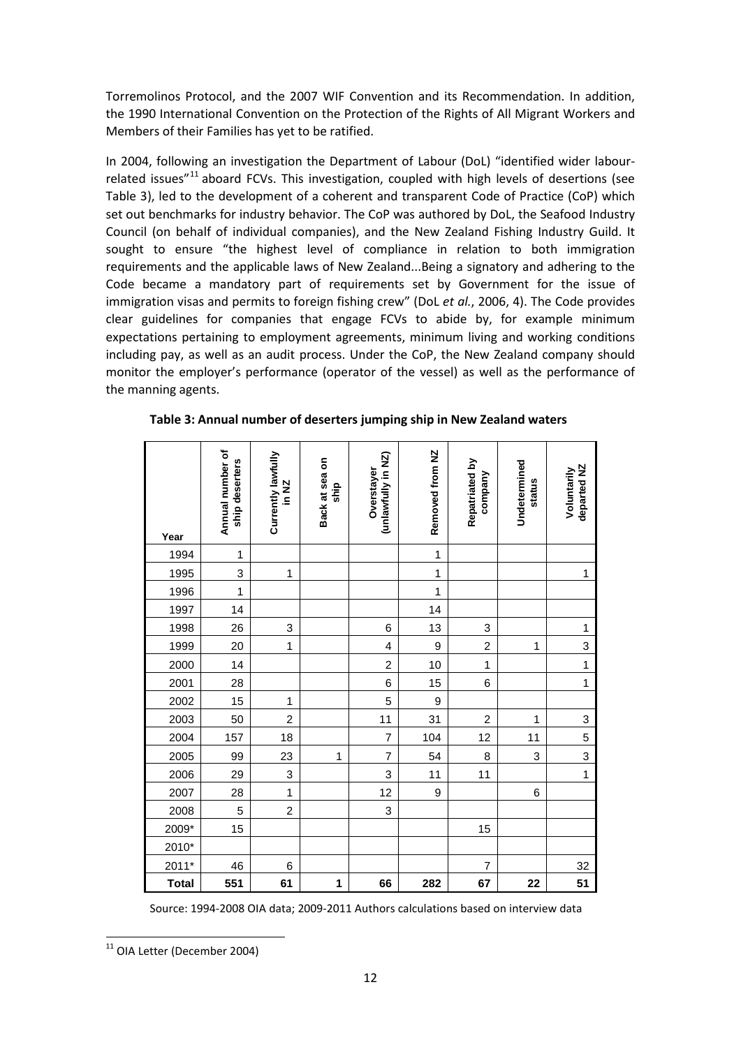Torremolinos Protocol, and the 2007 WIF Convention and its Recommendation. In addition, the 1990 International Convention on the Protection of the Rights of All Migrant Workers and Members of their Families has yet to be ratified.

In 2004, following an investigation the Department of Labour (DoL) "identified wider labour-related issues"[11] aboard FCVs. This investigation, coupled with high levels of desertions (see Table 3), led to the development of a coherent and transparent Code of Practice (CoP) which set out benchmarks for industry behavior. The CoP was authored by DoL, the Seafood Industry Council (on behalf of individual companies), and the New Zealand Fishing Industry Guild. It sought to ensure "the highest level of compliance in relation to both immigration requirements and the applicable laws of New Zealand...Being a signatory and adhering to the Code became a mandatory part of requirements set by Government for the issue of immigration visas and permits to foreign fishing crew" (DoL *et al.*, 2006, 4). The Code provides clear guidelines for companies that engage FCVs to abide by, for example minimum expectations pertaining to employment agreements, minimum living and working conditions including pay, as well as an audit process. Under the CoP, the New Zealand company should monitor the employer's performance (operator of the vessel) as well as the performance of the manning agents.

**Table 3: Annual number of deserters jumping ship in New Zealand waters**

| Year | Annual number of ship deserters | Currently lawfully in NZ | Back at sea on ship | Overstayer (unlawfully in NZ) | Removed from NZ | Repatriated by company | Undetermined status | Voluntarily departed NZ |
|---|---|---|---|---|---|---|---|---|
| 1994 | 1 | | | | 1 | | | |
| 1995 | 3 | 1 | | | 1 | | | 1 |
| 1996 | 1 | | | | 1 | | | |
| 1997 | 14 | | | | 14 | | | |
| 1998 | 26 | 3 | | 6 | 13 | 3 | | 1 |
| 1999 | 20 | 1 | | 4 | 9 | 2 | 1 | 3 |
| 2000 | 14 | | | 2 | 10 | 1 | | 1 |
| 2001 | 28 | | | 6 | 15 | 6 | | 1 |
| 2002 | 15 | 1 | | 5 | 9 | | | |
| 2003 | 50 | 2 | | 11 | 31 | 2 | 1 | 3 |
| 2004 | 157 | 18 | | 7 | 104 | 12 | 11 | 5 |
| 2005 | 99 | 23 | 1 | 7 | 54 | 8 | 3 | 3 |
| 2006 | 29 | 3 | | 3 | 11 | 11 | | 1 |
| 2007 | 28 | 1 | | 12 | 9 | | 6 | |
| 2008 | 5 | 2 | | 3 | | | | |
| 2009* | 15 | | | | | 15 | | |
| 2010* | | | | | | | | |
| 2011* | 46 | 6 | | | | 7 | | 32 |
| **Total** | **551** | **61** | **1** | **66** | **282** | **67** | **22** | **51** |

Source: 1994-2008 OIA data; 2009-2011 Authors calculations based on interview data

[11] OIA Letter (December 2004)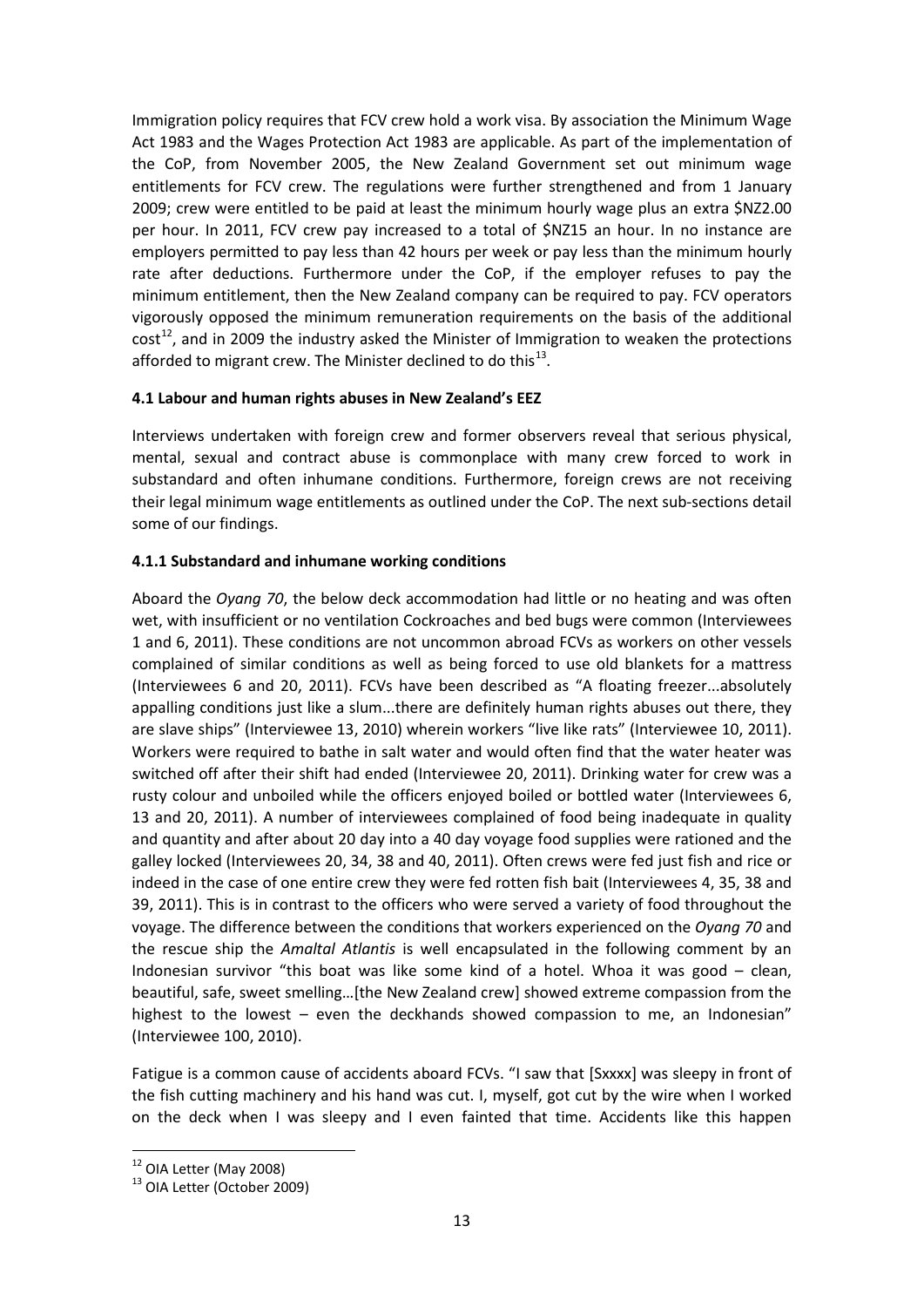Immigration policy requires that FCV crew hold a work visa. By association the Minimum Wage Act 1983 and the Wages Protection Act 1983 are applicable. As part of the implementation of the CoP, from November 2005, the New Zealand Government set out minimum wage entitlements for FCV crew. The regulations were further strengthened and from 1 January 2009; crew were entitled to be paid at least the minimum hourly wage plus an extra $NZ2.00 per hour. In 2011, FCV crew pay increased to a total of $NZ15 an hour. In no instance are employers permitted to pay less than 42 hours per week or pay less than the minimum hourly rate after deductions. Furthermore under the CoP, if the employer refuses to pay the minimum entitlement, then the New Zealand company can be required to pay. FCV operators vigorously opposed the minimum remuneration requirements on the basis of the additional cost[12], and in 2009 the industry asked the Minister of Immigration to weaken the protections afforded to migrant crew. The Minister declined to do this[13].

### 4.1 Labour and human rights abuses in New Zealand's EEZ

Interviews undertaken with foreign crew and former observers reveal that serious physical, mental, sexual and contract abuse is commonplace with many crew forced to work in substandard and often inhumane conditions. Furthermore, foreign crews are not receiving their legal minimum wage entitlements as outlined under the CoP. The next sub-sections detail some of our findings.

#### 4.1.1 Substandard and inhumane working conditions

Aboard the *Oyang 70*, the below deck accommodation had little or no heating and was often wet, with insufficient or no ventilation Cockroaches and bed bugs were common (Interviewees 1 and 6, 2011). These conditions are not uncommon abroad FCVs as workers on other vessels complained of similar conditions as well as being forced to use old blankets for a mattress (Interviewees 6 and 20, 2011). FCVs have been described as "A floating freezer...absolutely appalling conditions just like a slum...there are definitely human rights abuses out there, they are slave ships" (Interviewee 13, 2010) wherein workers "live like rats" (Interviewee 10, 2011). Workers were required to bathe in salt water and would often find that the water heater was switched off after their shift had ended (Interviewee 20, 2011). Drinking water for crew was a rusty colour and unboiled while the officers enjoyed boiled or bottled water (Interviewees 6, 13 and 20, 2011). A number of interviewees complained of food being inadequate in quality and quantity and after about 20 day into a 40 day voyage food supplies were rationed and the galley locked (Interviewees 20, 34, 38 and 40, 2011). Often crews were fed just fish and rice or indeed in the case of one entire crew they were fed rotten fish bait (Interviewees 4, 35, 38 and 39, 2011). This is in contrast to the officers who were served a variety of food throughout the voyage. The difference between the conditions that workers experienced on the *Oyang 70* and the rescue ship the *Amaltal Atlantis* is well encapsulated in the following comment by an Indonesian survivor "this boat was like some kind of a hotel. Whoa it was good – clean, beautiful, safe, sweet smelling…[the New Zealand crew] showed extreme compassion from the highest to the lowest – even the deckhands showed compassion to me, an Indonesian" (Interviewee 100, 2010).

Fatigue is a common cause of accidents aboard FCVs. "I saw that [Sxxxx] was sleepy in front of the fish cutting machinery and his hand was cut. I, myself, got cut by the wire when I worked on the deck when I was sleepy and I even fainted that time. Accidents like this happen

[12] OIA Letter (May 2008)

[13] OIA Letter (October 2009)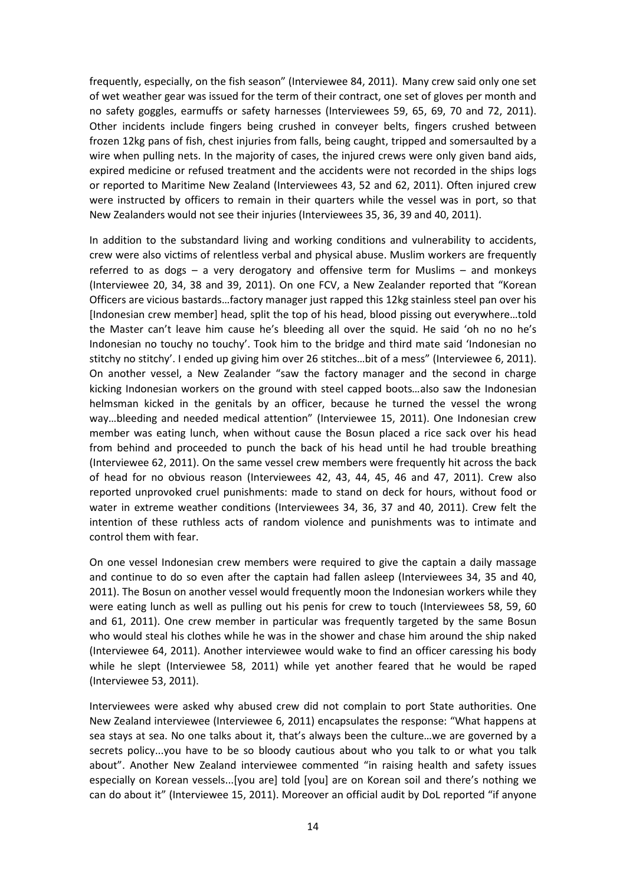frequently, especially, on the fish season" (Interviewee 84, 2011). Many crew said only one set of wet weather gear was issued for the term of their contract, one set of gloves per month and no safety goggles, earmuffs or safety harnesses (Interviewees 59, 65, 69, 70 and 72, 2011). Other incidents include fingers being crushed in conveyer belts, fingers crushed between frozen 12kg pans of fish, chest injuries from falls, being caught, tripped and somersaulted by a wire when pulling nets. In the majority of cases, the injured crews were only given band aids, expired medicine or refused treatment and the accidents were not recorded in the ships logs or reported to Maritime New Zealand (Interviewees 43, 52 and 62, 2011). Often injured crew were instructed by officers to remain in their quarters while the vessel was in port, so that New Zealanders would not see their injuries (Interviewees 35, 36, 39 and 40, 2011).

In addition to the substandard living and working conditions and vulnerability to accidents, crew were also victims of relentless verbal and physical abuse. Muslim workers are frequently referred to as dogs – a very derogatory and offensive term for Muslims – and monkeys (Interviewee 20, 34, 38 and 39, 2011). On one FCV, a New Zealander reported that "Korean Officers are vicious bastards…factory manager just rapped this 12kg stainless steel pan over his [Indonesian crew member] head, split the top of his head, blood pissing out everywhere…told the Master can't leave him cause he's bleeding all over the squid. He said 'oh no no he's Indonesian no touchy no touchy'. Took him to the bridge and third mate said 'Indonesian no stitchy no stitchy'. I ended up giving him over 26 stitches…bit of a mess" (Interviewee 6, 2011). On another vessel, a New Zealander "saw the factory manager and the second in charge kicking Indonesian workers on the ground with steel capped boots…also saw the Indonesian helmsman kicked in the genitals by an officer, because he turned the vessel the wrong way…bleeding and needed medical attention" (Interviewee 15, 2011). One Indonesian crew member was eating lunch, when without cause the Bosun placed a rice sack over his head from behind and proceeded to punch the back of his head until he had trouble breathing (Interviewee 62, 2011). On the same vessel crew members were frequently hit across the back of head for no obvious reason (Interviewees 42, 43, 44, 45, 46 and 47, 2011). Crew also reported unprovoked cruel punishments: made to stand on deck for hours, without food or water in extreme weather conditions (Interviewees 34, 36, 37 and 40, 2011). Crew felt the intention of these ruthless acts of random violence and punishments was to intimate and control them with fear.

On one vessel Indonesian crew members were required to give the captain a daily massage and continue to do so even after the captain had fallen asleep (Interviewees 34, 35 and 40, 2011). The Bosun on another vessel would frequently moon the Indonesian workers while they were eating lunch as well as pulling out his penis for crew to touch (Interviewees 58, 59, 60 and 61, 2011). One crew member in particular was frequently targeted by the same Bosun who would steal his clothes while he was in the shower and chase him around the ship naked (Interviewee 64, 2011). Another interviewee would wake to find an officer caressing his body while he slept (Interviewee 58, 2011) while yet another feared that he would be raped (Interviewee 53, 2011).

Interviewees were asked why abused crew did not complain to port State authorities. One New Zealand interviewee (Interviewee 6, 2011) encapsulates the response: "What happens at sea stays at sea. No one talks about it, that's always been the culture…we are governed by a secrets policy...you have to be so bloody cautious about who you talk to or what you talk about". Another New Zealand interviewee commented "in raising health and safety issues especially on Korean vessels...[you are] told [you] are on Korean soil and there's nothing we can do about it" (Interviewee 15, 2011). Moreover an official audit by DoL reported "if anyone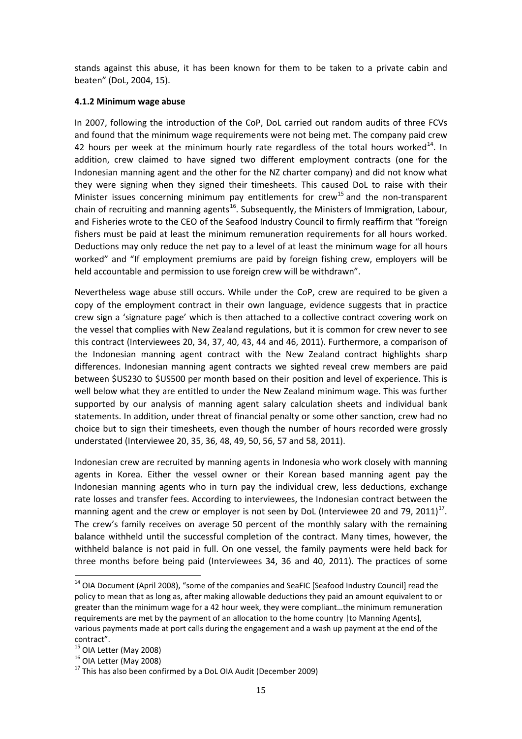stands against this abuse, it has been known for them to be taken to a private cabin and beaten" (DoL, 2004, 15).

#### 4.1.2 Minimum wage abuse

In 2007, following the introduction of the CoP, DoL carried out random audits of three FCVs and found that the minimum wage requirements were not being met. The company paid crew 42 hours per week at the minimum hourly rate regardless of the total hours worked[14]. In addition, crew claimed to have signed two different employment contracts (one for the Indonesian manning agent and the other for the NZ charter company) and did not know what they were signing when they signed their timesheets. This caused DoL to raise with their Minister issues concerning minimum pay entitlements for crew[15] and the non-transparent chain of recruiting and manning agents[16]. Subsequently, the Ministers of Immigration, Labour, and Fisheries wrote to the CEO of the Seafood Industry Council to firmly reaffirm that "foreign fishers must be paid at least the minimum remuneration requirements for all hours worked. Deductions may only reduce the net pay to a level of at least the minimum wage for all hours worked" and "If employment premiums are paid by foreign fishing crew, employers will be held accountable and permission to use foreign crew will be withdrawn".

Nevertheless wage abuse still occurs. While under the CoP, crew are required to be given a copy of the employment contract in their own language, evidence suggests that in practice crew sign a 'signature page' which is then attached to a collective contract covering work on the vessel that complies with New Zealand regulations, but it is common for crew never to see this contract (Interviewees 20, 34, 37, 40, 43, 44 and 46, 2011). Furthermore, a comparison of the Indonesian manning agent contract with the New Zealand contract highlights sharp differences. Indonesian manning agent contracts we sighted reveal crew members are paid between $US230 to $US500 per month based on their position and level of experience. This is well below what they are entitled to under the New Zealand minimum wage. This was further supported by our analysis of manning agent salary calculation sheets and individual bank statements. In addition, under threat of financial penalty or some other sanction, crew had no choice but to sign their timesheets, even though the number of hours recorded were grossly understated (Interviewee 20, 35, 36, 48, 49, 50, 56, 57 and 58, 2011).

Indonesian crew are recruited by manning agents in Indonesia who work closely with manning agents in Korea. Either the vessel owner or their Korean based manning agent pay the Indonesian manning agents who in turn pay the individual crew, less deductions, exchange rate losses and transfer fees. According to interviewees, the Indonesian contract between the manning agent and the crew or employer is not seen by DoL (Interviewee 20 and 79, 2011)[17]. The crew's family receives on average 50 percent of the monthly salary with the remaining balance withheld until the successful completion of the contract. Many times, however, the withheld balance is not paid in full. On one vessel, the family payments were held back for three months before being paid (Interviewees 34, 36 and 40, 2011). The practices of some

---

[14] OIA Document (April 2008), "some of the companies and SeaFIC [Seafood Industry Council] read the policy to mean that as long as, after making allowable deductions they paid an amount equivalent to or greater than the minimum wage for a 42 hour week, they were compliant…the minimum remuneration requirements are met by the payment of an allocation to the home country |to Manning Agents], various payments made at port calls during the engagement and a wash up payment at the end of the contract".

[15] OIA Letter (May 2008)

[16] OIA Letter (May 2008)

[17] This has also been confirmed by a DoL OIA Audit (December 2009)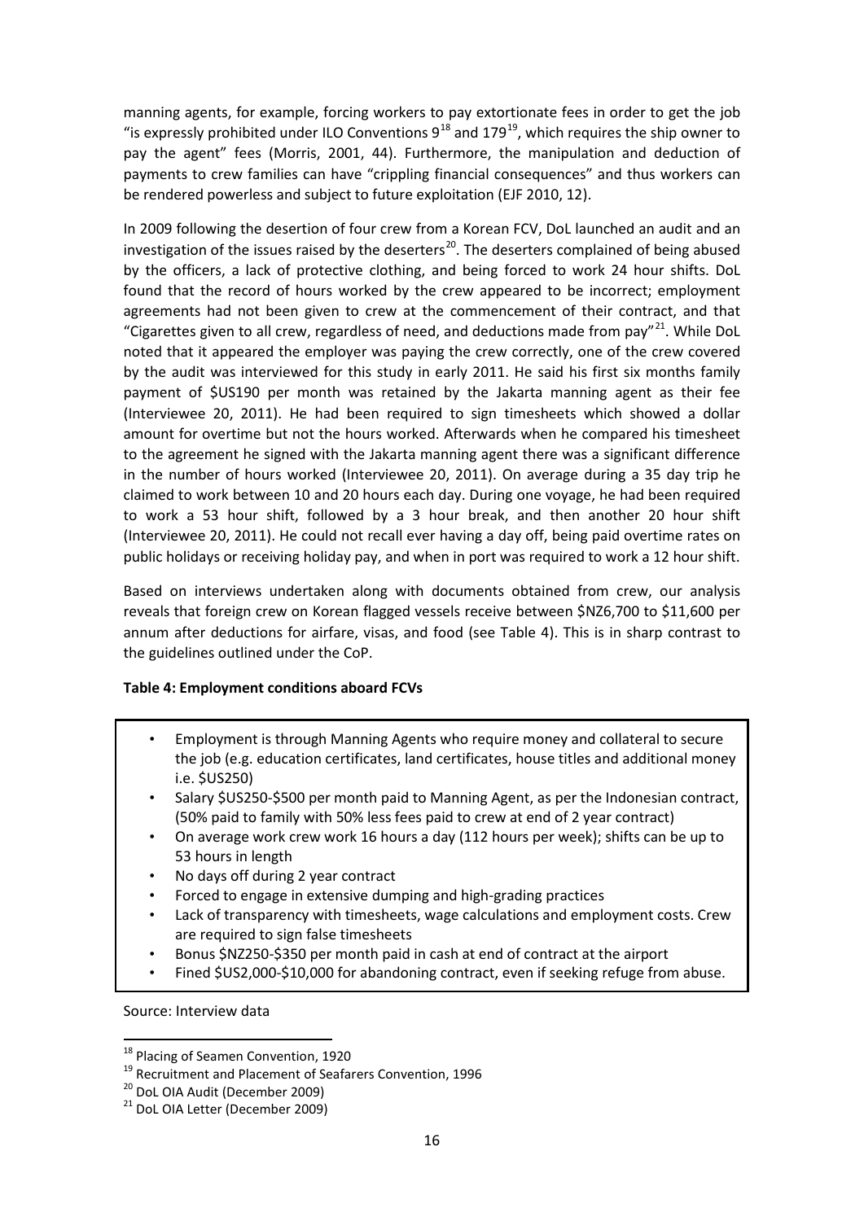manning agents, for example, forcing workers to pay extortionate fees in order to get the job "is expressly prohibited under ILO Conventions 9[18] and 179[19], which requires the ship owner to pay the agent" fees (Morris, 2001, 44). Furthermore, the manipulation and deduction of payments to crew families can have "crippling financial consequences" and thus workers can be rendered powerless and subject to future exploitation (EJF 2010, 12).

In 2009 following the desertion of four crew from a Korean FCV, DoL launched an audit and an investigation of the issues raised by the deserters[20]. The deserters complained of being abused by the officers, a lack of protective clothing, and being forced to work 24 hour shifts. DoL found that the record of hours worked by the crew appeared to be incorrect; employment agreements had not been given to crew at the commencement of their contract, and that "Cigarettes given to all crew, regardless of need, and deductions made from pay"[21]. While DoL noted that it appeared the employer was paying the crew correctly, one of the crew covered by the audit was interviewed for this study in early 2011. He said his first six months family payment of $US190 per month was retained by the Jakarta manning agent as their fee (Interviewee 20, 2011). He had been required to sign timesheets which showed a dollar amount for overtime but not the hours worked. Afterwards when he compared his timesheet to the agreement he signed with the Jakarta manning agent there was a significant difference in the number of hours worked (Interviewee 20, 2011). On average during a 35 day trip he claimed to work between 10 and 20 hours each day. During one voyage, he had been required to work a 53 hour shift, followed by a 3 hour break, and then another 20 hour shift (Interviewee 20, 2011). He could not recall ever having a day off, being paid overtime rates on public holidays or receiving holiday pay, and when in port was required to work a 12 hour shift.

Based on interviews undertaken along with documents obtained from crew, our analysis reveals that foreign crew on Korean flagged vessels receive between $NZ6,700 to $11,600 per annum after deductions for airfare, visas, and food (see Table 4). This is in sharp contrast to the guidelines outlined under the CoP.

**Table 4: Employment conditions aboard FCVs**

- Employment is through Manning Agents who require money and collateral to secure the job (e.g. education certificates, land certificates, house titles and additional money i.e. $US250)
- Salary $US250-$500 per month paid to Manning Agent, as per the Indonesian contract, (50% paid to family with 50% less fees paid to crew at end of 2 year contract)
- On average work crew work 16 hours a day (112 hours per week); shifts can be up to 53 hours in length
- No days off during 2 year contract
- Forced to engage in extensive dumping and high-grading practices
- Lack of transparency with timesheets, wage calculations and employment costs. Crew are required to sign false timesheets
- Bonus $NZ250-$350 per month paid in cash at end of contract at the airport
- Fined $US2,000-$10,000 for abandoning contract, even if seeking refuge from abuse.

Source: Interview data

---

[18] Placing of Seamen Convention, 1920

[19] Recruitment and Placement of Seafarers Convention, 1996

[20] DoL OIA Audit (December 2009)

[21] DoL OIA Letter (December 2009)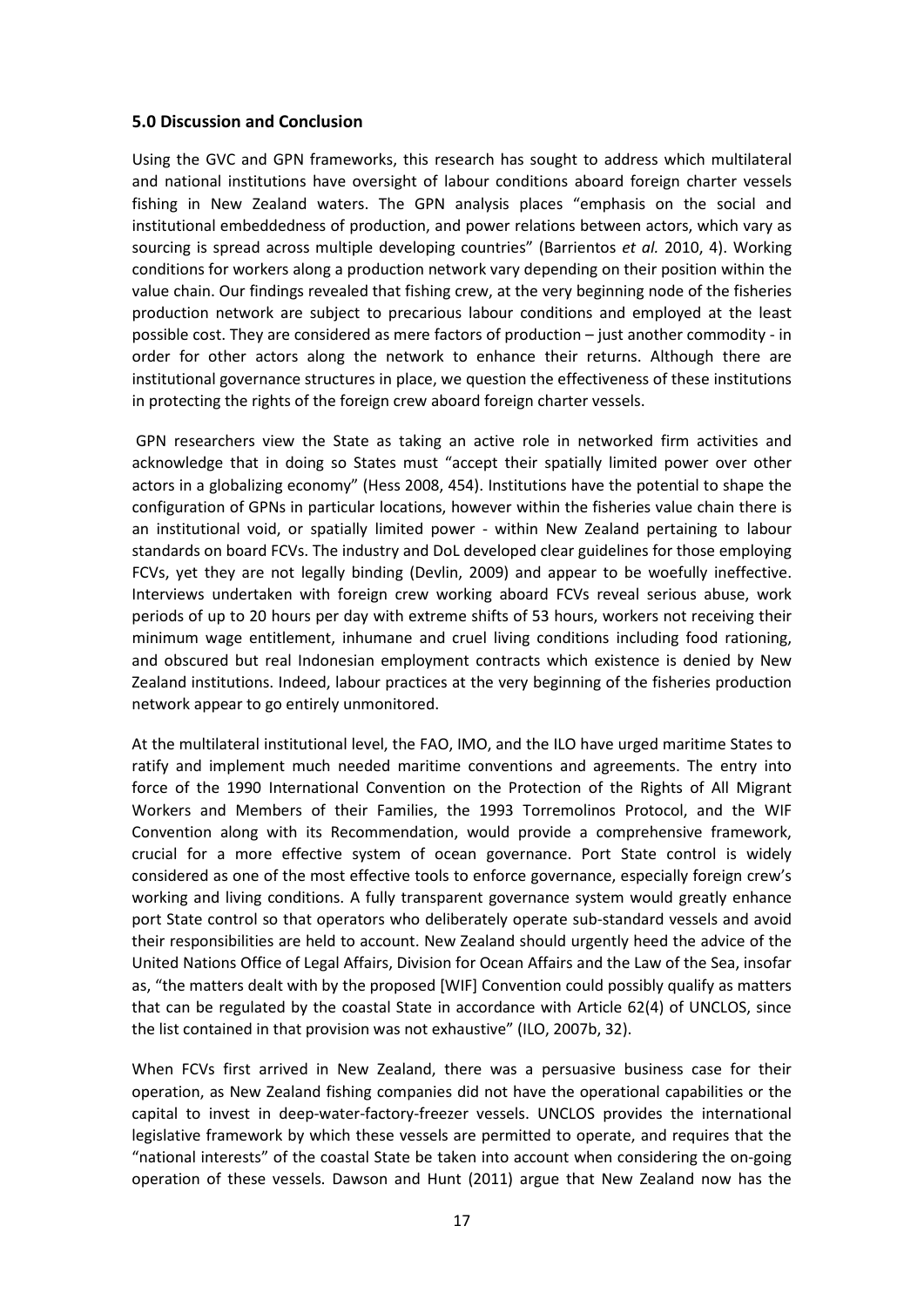### 5.0 Discussion and Conclusion

Using the GVC and GPN frameworks, this research has sought to address which multilateral and national institutions have oversight of labour conditions aboard foreign charter vessels fishing in New Zealand waters. The GPN analysis places "emphasis on the social and institutional embeddedness of production, and power relations between actors, which vary as sourcing is spread across multiple developing countries" (Barrientos *et al.* 2010, 4). Working conditions for workers along a production network vary depending on their position within the value chain. Our findings revealed that fishing crew, at the very beginning node of the fisheries production network are subject to precarious labour conditions and employed at the least possible cost. They are considered as mere factors of production – just another commodity - in order for other actors along the network to enhance their returns. Although there are institutional governance structures in place, we question the effectiveness of these institutions in protecting the rights of the foreign crew aboard foreign charter vessels.

GPN researchers view the State as taking an active role in networked firm activities and acknowledge that in doing so States must "accept their spatially limited power over other actors in a globalizing economy" (Hess 2008, 454). Institutions have the potential to shape the configuration of GPNs in particular locations, however within the fisheries value chain there is an institutional void, or spatially limited power - within New Zealand pertaining to labour standards on board FCVs. The industry and DoL developed clear guidelines for those employing FCVs, yet they are not legally binding (Devlin, 2009) and appear to be woefully ineffective. Interviews undertaken with foreign crew working aboard FCVs reveal serious abuse, work periods of up to 20 hours per day with extreme shifts of 53 hours, workers not receiving their minimum wage entitlement, inhumane and cruel living conditions including food rationing, and obscured but real Indonesian employment contracts which existence is denied by New Zealand institutions. Indeed, labour practices at the very beginning of the fisheries production network appear to go entirely unmonitored.

At the multilateral institutional level, the FAO, IMO, and the ILO have urged maritime States to ratify and implement much needed maritime conventions and agreements. The entry into force of the 1990 International Convention on the Protection of the Rights of All Migrant Workers and Members of their Families, the 1993 Torremolinos Protocol, and the WIF Convention along with its Recommendation, would provide a comprehensive framework, crucial for a more effective system of ocean governance. Port State control is widely considered as one of the most effective tools to enforce governance, especially foreign crew's working and living conditions. A fully transparent governance system would greatly enhance port State control so that operators who deliberately operate sub-standard vessels and avoid their responsibilities are held to account. New Zealand should urgently heed the advice of the United Nations Office of Legal Affairs, Division for Ocean Affairs and the Law of the Sea, insofar as, "the matters dealt with by the proposed [WIF] Convention could possibly qualify as matters that can be regulated by the coastal State in accordance with Article 62(4) of UNCLOS, since the list contained in that provision was not exhaustive" (ILO, 2007b, 32).

When FCVs first arrived in New Zealand, there was a persuasive business case for their operation, as New Zealand fishing companies did not have the operational capabilities or the capital to invest in deep-water-factory-freezer vessels. UNCLOS provides the international legislative framework by which these vessels are permitted to operate, and requires that the "national interests" of the coastal State be taken into account when considering the on-going operation of these vessels. Dawson and Hunt (2011) argue that New Zealand now has the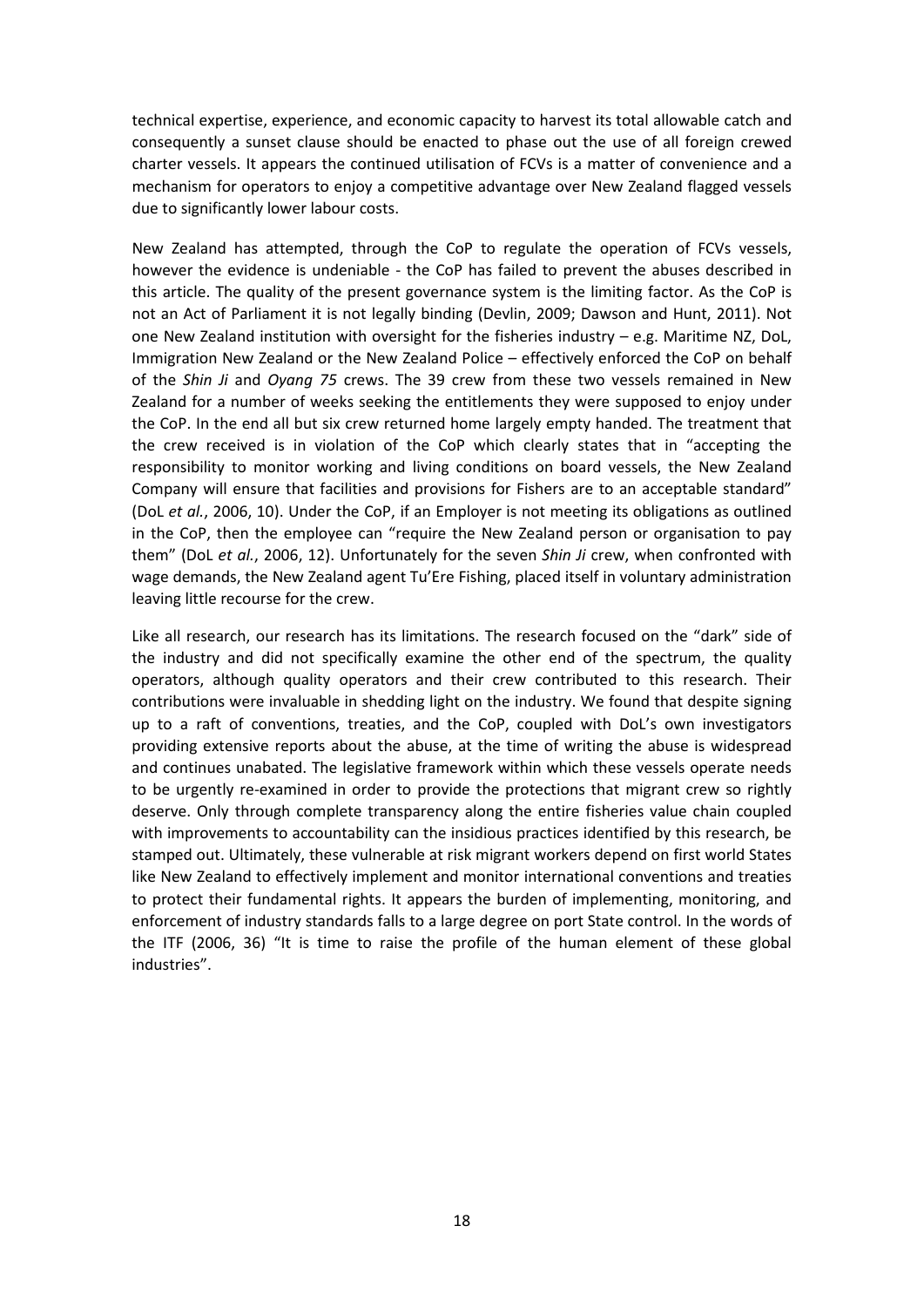technical expertise, experience, and economic capacity to harvest its total allowable catch and consequently a sunset clause should be enacted to phase out the use of all foreign crewed charter vessels. It appears the continued utilisation of FCVs is a matter of convenience and a mechanism for operators to enjoy a competitive advantage over New Zealand flagged vessels due to significantly lower labour costs.

New Zealand has attempted, through the CoP to regulate the operation of FCVs vessels, however the evidence is undeniable - the CoP has failed to prevent the abuses described in this article. The quality of the present governance system is the limiting factor. As the CoP is not an Act of Parliament it is not legally binding (Devlin, 2009; Dawson and Hunt, 2011). Not one New Zealand institution with oversight for the fisheries industry – e.g. Maritime NZ, DoL, Immigration New Zealand or the New Zealand Police – effectively enforced the CoP on behalf of the *Shin Ji* and *Oyang 75* crews. The 39 crew from these two vessels remained in New Zealand for a number of weeks seeking the entitlements they were supposed to enjoy under the CoP. In the end all but six crew returned home largely empty handed. The treatment that the crew received is in violation of the CoP which clearly states that in "accepting the responsibility to monitor working and living conditions on board vessels, the New Zealand Company will ensure that facilities and provisions for Fishers are to an acceptable standard" (DoL *et al.*, 2006, 10). Under the CoP, if an Employer is not meeting its obligations as outlined in the CoP, then the employee can "require the New Zealand person or organisation to pay them" (DoL *et al.*, 2006, 12). Unfortunately for the seven *Shin Ji* crew, when confronted with wage demands, the New Zealand agent Tu'Ere Fishing, placed itself in voluntary administration leaving little recourse for the crew.

Like all research, our research has its limitations. The research focused on the "dark" side of the industry and did not specifically examine the other end of the spectrum, the quality operators, although quality operators and their crew contributed to this research. Their contributions were invaluable in shedding light on the industry. We found that despite signing up to a raft of conventions, treaties, and the CoP, coupled with DoL's own investigators providing extensive reports about the abuse, at the time of writing the abuse is widespread and continues unabated. The legislative framework within which these vessels operate needs to be urgently re-examined in order to provide the protections that migrant crew so rightly deserve. Only through complete transparency along the entire fisheries value chain coupled with improvements to accountability can the insidious practices identified by this research, be stamped out. Ultimately, these vulnerable at risk migrant workers depend on first world States like New Zealand to effectively implement and monitor international conventions and treaties to protect their fundamental rights. It appears the burden of implementing, monitoring, and enforcement of industry standards falls to a large degree on port State control. In the words of the ITF (2006, 36) "It is time to raise the profile of the human element of these global industries".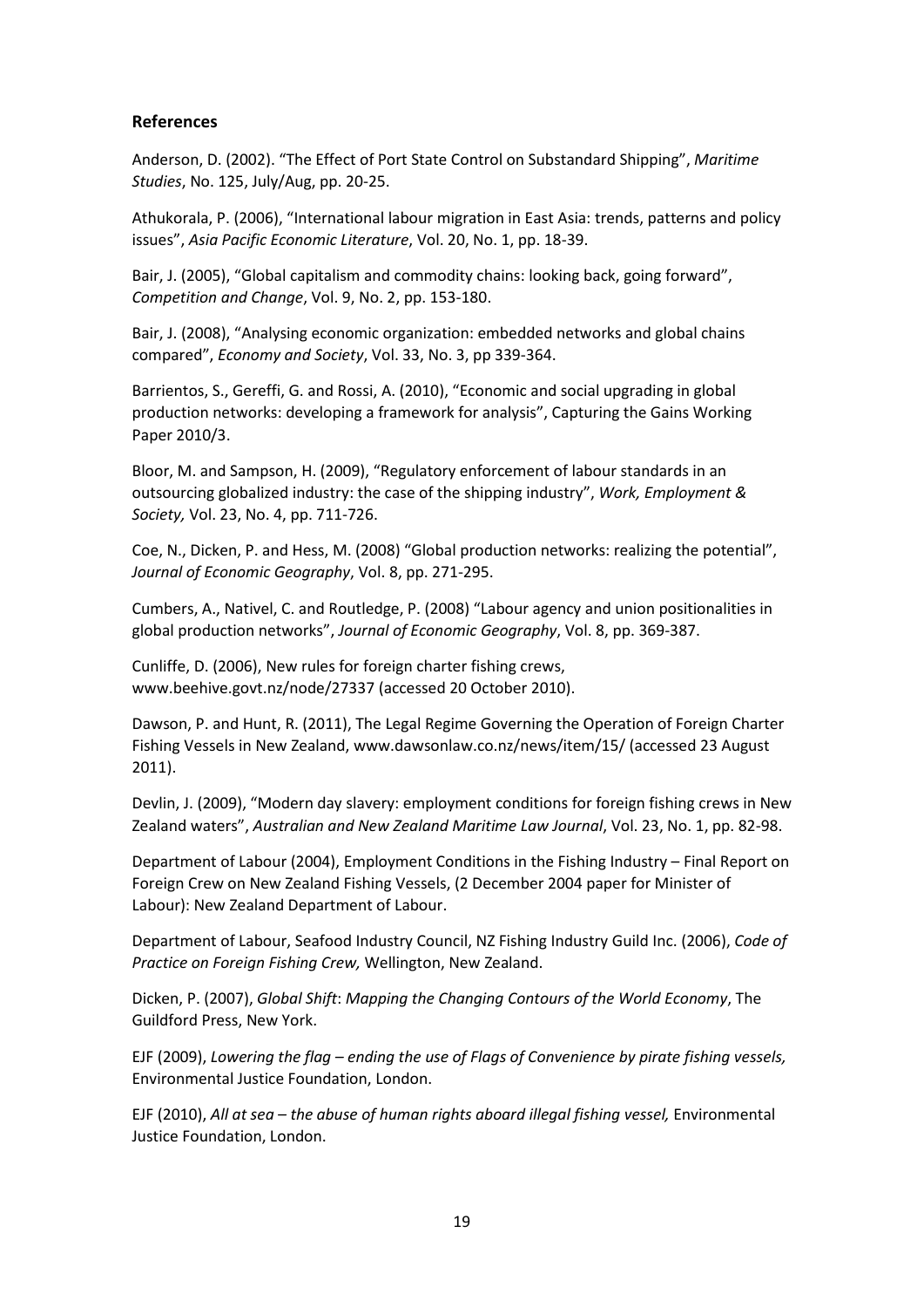### References

Anderson, D. (2002). "The Effect of Port State Control on Substandard Shipping", *Maritime Studies*, No. 125, July/Aug, pp. 20-25.

Athukorala, P. (2006), "International labour migration in East Asia: trends, patterns and policy issues", *Asia Pacific Economic Literature*, Vol. 20, No. 1, pp. 18-39.

Bair, J. (2005), "Global capitalism and commodity chains: looking back, going forward", *Competition and Change*, Vol. 9, No. 2, pp. 153-180.

Bair, J. (2008), "Analysing economic organization: embedded networks and global chains compared", *Economy and Society*, Vol. 33, No. 3, pp 339-364.

Barrientos, S., Gereffi, G. and Rossi, A. (2010), "Economic and social upgrading in global production networks: developing a framework for analysis", Capturing the Gains Working Paper 2010/3.

Bloor, M. and Sampson, H. (2009), "Regulatory enforcement of labour standards in an outsourcing globalized industry: the case of the shipping industry", *Work, Employment & Society,* Vol. 23, No. 4, pp. 711-726.

Coe, N., Dicken, P. and Hess, M. (2008) "Global production networks: realizing the potential", *Journal of Economic Geography*, Vol. 8, pp. 271-295.

Cumbers, A., Nativel, C. and Routledge, P. (2008) "Labour agency and union positionalities in global production networks", *Journal of Economic Geography*, Vol. 8, pp. 369-387.

Cunliffe, D. (2006), New rules for foreign charter fishing crews, www.beehive.govt.nz/node/27337 (accessed 20 October 2010).

Dawson, P. and Hunt, R. (2011), The Legal Regime Governing the Operation of Foreign Charter Fishing Vessels in New Zealand, www.dawsonlaw.co.nz/news/item/15/ (accessed 23 August 2011).

Devlin, J. (2009), "Modern day slavery: employment conditions for foreign fishing crews in New Zealand waters", *Australian and New Zealand Maritime Law Journal*, Vol. 23, No. 1, pp. 82-98.

Department of Labour (2004), Employment Conditions in the Fishing Industry – Final Report on Foreign Crew on New Zealand Fishing Vessels, (2 December 2004 paper for Minister of Labour): New Zealand Department of Labour.

Department of Labour, Seafood Industry Council, NZ Fishing Industry Guild Inc. (2006), *Code of Practice on Foreign Fishing Crew,* Wellington, New Zealand.

Dicken, P. (2007), *Global Shift*: *Mapping the Changing Contours of the World Economy*, The Guildford Press, New York.

EJF (2009), *Lowering the flag – ending the use of Flags of Convenience by pirate fishing vessels,* Environmental Justice Foundation, London.

EJF (2010), *All at sea – the abuse of human rights aboard illegal fishing vessel,* Environmental Justice Foundation, London.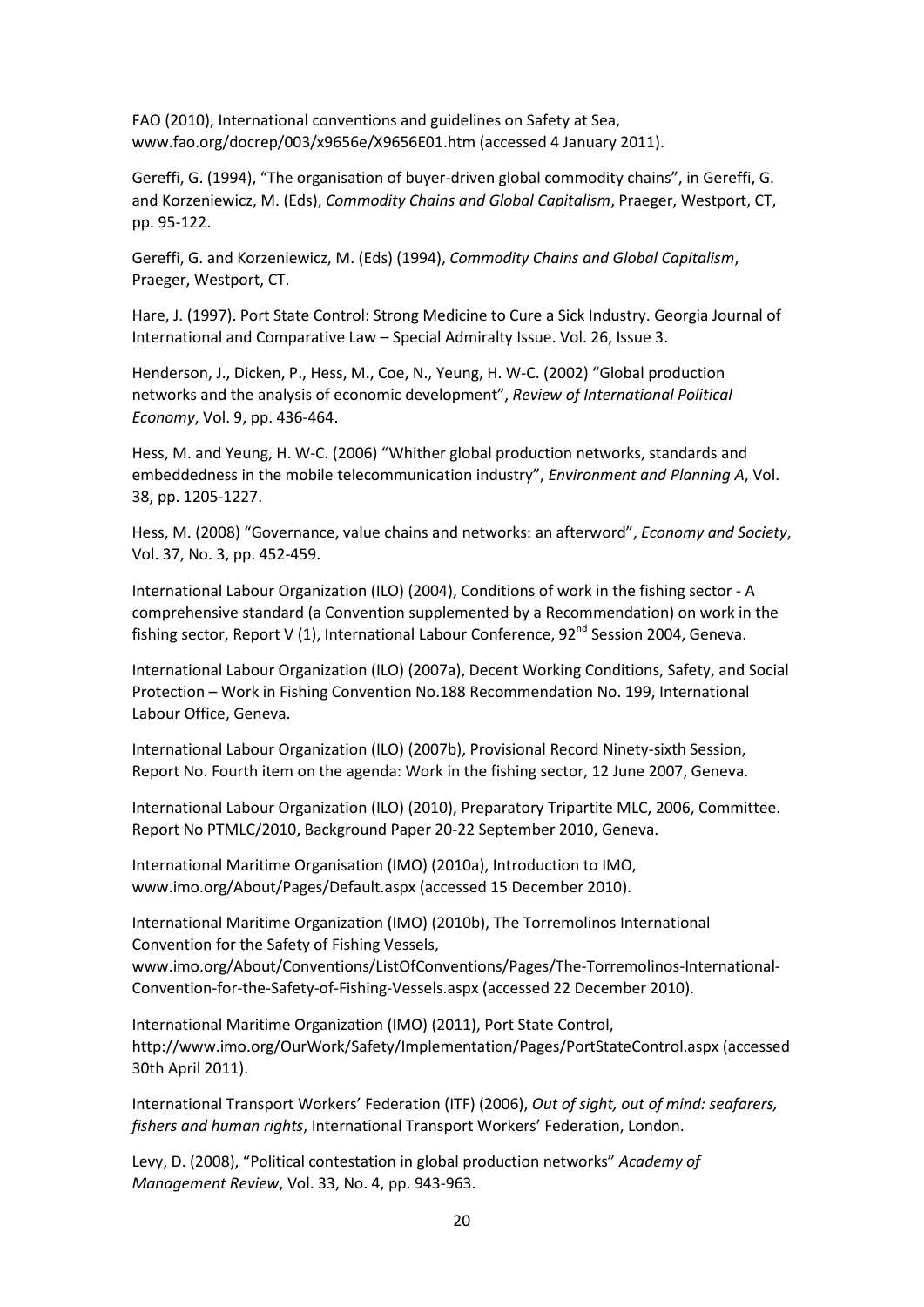FAO (2010), International conventions and guidelines on Safety at Sea, www.fao.org/docrep/003/x9656e/X9656E01.htm (accessed 4 January 2011).

Gereffi, G. (1994), "The organisation of buyer-driven global commodity chains", in Gereffi, G. and Korzeniewicz, M. (Eds), *Commodity Chains and Global Capitalism*, Praeger, Westport, CT, pp. 95-122.

Gereffi, G. and Korzeniewicz, M. (Eds) (1994), *Commodity Chains and Global Capitalism*, Praeger, Westport, CT.

Hare, J. (1997). Port State Control: Strong Medicine to Cure a Sick Industry. Georgia Journal of International and Comparative Law – Special Admiralty Issue. Vol. 26, Issue 3.

Henderson, J., Dicken, P., Hess, M., Coe, N., Yeung, H. W-C. (2002) "Global production networks and the analysis of economic development", *Review of International Political Economy*, Vol. 9, pp. 436-464.

Hess, M. and Yeung, H. W-C. (2006) "Whither global production networks, standards and embeddedness in the mobile telecommunication industry", *Environment and Planning A*, Vol. 38, pp. 1205-1227.

Hess, M. (2008) "Governance, value chains and networks: an afterword", *Economy and Society*, Vol. 37, No. 3, pp. 452-459.

International Labour Organization (ILO) (2004), Conditions of work in the fishing sector - A comprehensive standard (a Convention supplemented by a Recommendation) on work in the fishing sector, Report V (1), International Labour Conference, 92nd Session 2004, Geneva.

International Labour Organization (ILO) (2007a), Decent Working Conditions, Safety, and Social Protection – Work in Fishing Convention No.188 Recommendation No. 199, International Labour Office, Geneva.

International Labour Organization (ILO) (2007b), Provisional Record Ninety-sixth Session, Report No. Fourth item on the agenda: Work in the fishing sector, 12 June 2007, Geneva.

International Labour Organization (ILO) (2010), Preparatory Tripartite MLC, 2006, Committee. Report No PTMLC/2010, Background Paper 20-22 September 2010, Geneva.

International Maritime Organisation (IMO) (2010a), Introduction to IMO, www.imo.org/About/Pages/Default.aspx (accessed 15 December 2010).

International Maritime Organization (IMO) (2010b), The Torremolinos International Convention for the Safety of Fishing Vessels, www.imo.org/About/Conventions/ListOfConventions/Pages/The-Torremolinos-International-Convention-for-the-Safety-of-Fishing-Vessels.aspx (accessed 22 December 2010).

International Maritime Organization (IMO) (2011), Port State Control, http://www.imo.org/OurWork/Safety/Implementation/Pages/PortStateControl.aspx (accessed 30th April 2011).

International Transport Workers' Federation (ITF) (2006), *Out of sight, out of mind: seafarers, fishers and human rights*, International Transport Workers' Federation, London.

Levy, D. (2008), "Political contestation in global production networks" *Academy of Management Review*, Vol. 33, No. 4, pp. 943-963.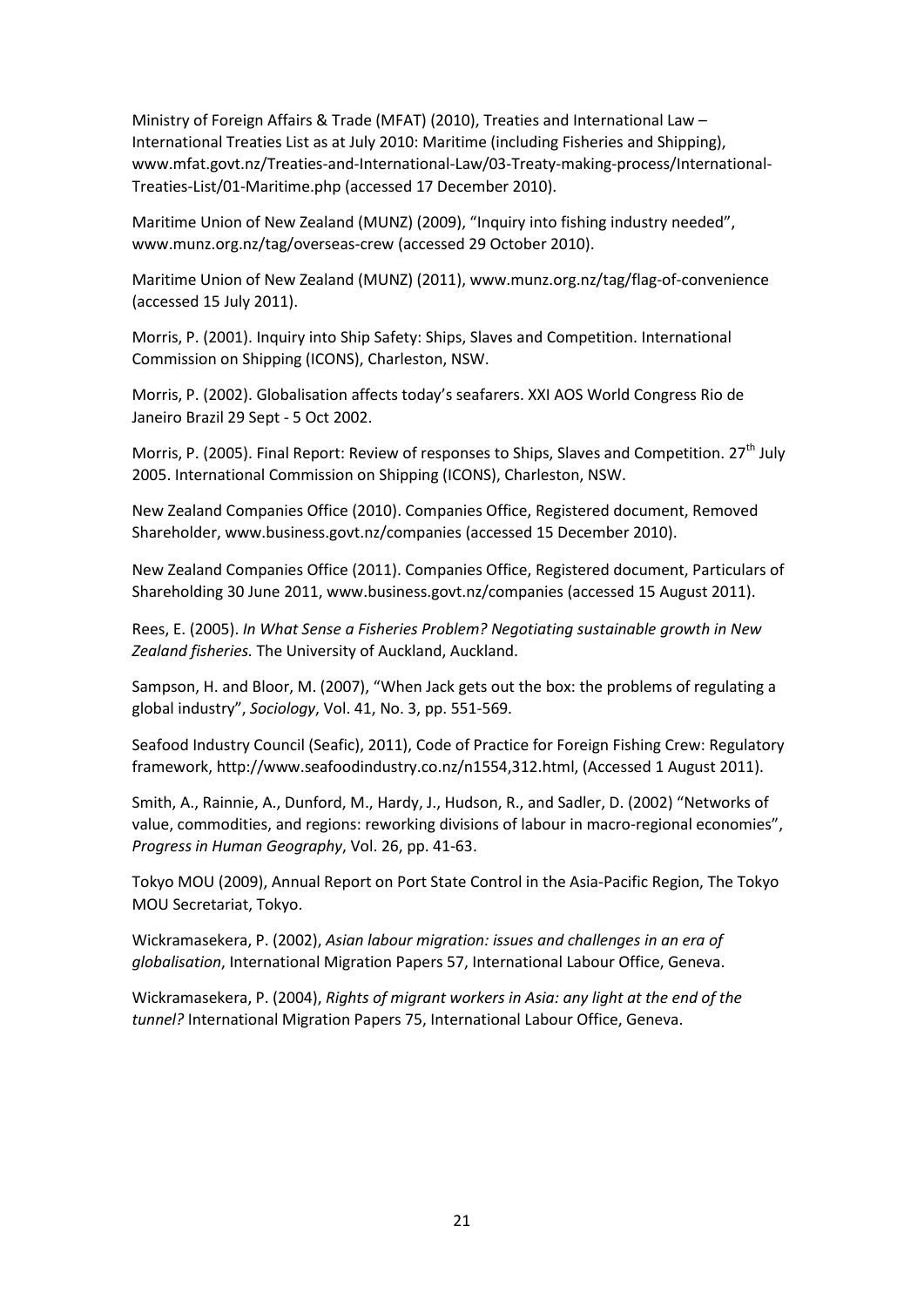Ministry of Foreign Affairs & Trade (MFAT) (2010), Treaties and International Law – International Treaties List as at July 2010: Maritime (including Fisheries and Shipping), www.mfat.govt.nz/Treaties-and-International-Law/03-Treaty-making-process/International-Treaties-List/01-Maritime.php (accessed 17 December 2010).

Maritime Union of New Zealand (MUNZ) (2009), "Inquiry into fishing industry needed", www.munz.org.nz/tag/overseas-crew (accessed 29 October 2010).

Maritime Union of New Zealand (MUNZ) (2011), www.munz.org.nz/tag/flag-of-convenience (accessed 15 July 2011).

Morris, P. (2001). Inquiry into Ship Safety: Ships, Slaves and Competition. International Commission on Shipping (ICONS), Charleston, NSW.

Morris, P. (2002). Globalisation affects today's seafarers. XXI AOS World Congress Rio de Janeiro Brazil 29 Sept - 5 Oct 2002.

Morris, P. (2005). Final Report: Review of responses to Ships, Slaves and Competition. 27th July 2005. International Commission on Shipping (ICONS), Charleston, NSW.

New Zealand Companies Office (2010). Companies Office, Registered document, Removed Shareholder, www.business.govt.nz/companies (accessed 15 December 2010).

New Zealand Companies Office (2011). Companies Office, Registered document, Particulars of Shareholding 30 June 2011, www.business.govt.nz/companies (accessed 15 August 2011).

Rees, E. (2005). *In What Sense a Fisheries Problem? Negotiating sustainable growth in New Zealand fisheries.* The University of Auckland, Auckland.

Sampson, H. and Bloor, M. (2007), "When Jack gets out the box: the problems of regulating a global industry", *Sociology*, Vol. 41, No. 3, pp. 551-569.

Seafood Industry Council (Seafic), 2011), Code of Practice for Foreign Fishing Crew: Regulatory framework, http://www.seafoodindustry.co.nz/n1554,312.html, (Accessed 1 August 2011).

Smith, A., Rainnie, A., Dunford, M., Hardy, J., Hudson, R., and Sadler, D. (2002) "Networks of value, commodities, and regions: reworking divisions of labour in macro-regional economies", *Progress in Human Geography*, Vol. 26, pp. 41-63.

Tokyo MOU (2009), Annual Report on Port State Control in the Asia-Pacific Region, The Tokyo MOU Secretariat, Tokyo.

Wickramasekera, P. (2002), *Asian labour migration: issues and challenges in an era of globalisation*, International Migration Papers 57, International Labour Office, Geneva.

Wickramasekera, P. (2004), *Rights of migrant workers in Asia: any light at the end of the tunnel?* International Migration Papers 75, International Labour Office, Geneva.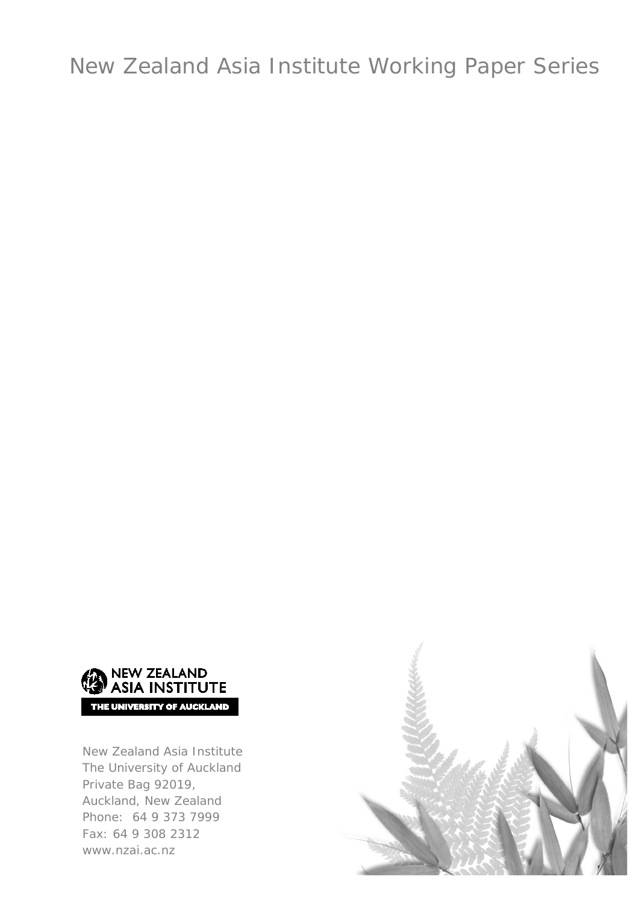# New Zealand Asia Institute Working Paper Series

NEW ZEALAND ASIA INSTITUTE

THE UNIVERSITY OF AUCKLAND

New Zealand Asia Institute
The University of Auckland
Private Bag 92019,
Auckland, New Zealand
Phone: 64 9 373 7999
Fax: 64 9 308 2312
www.nzai.ac.nz